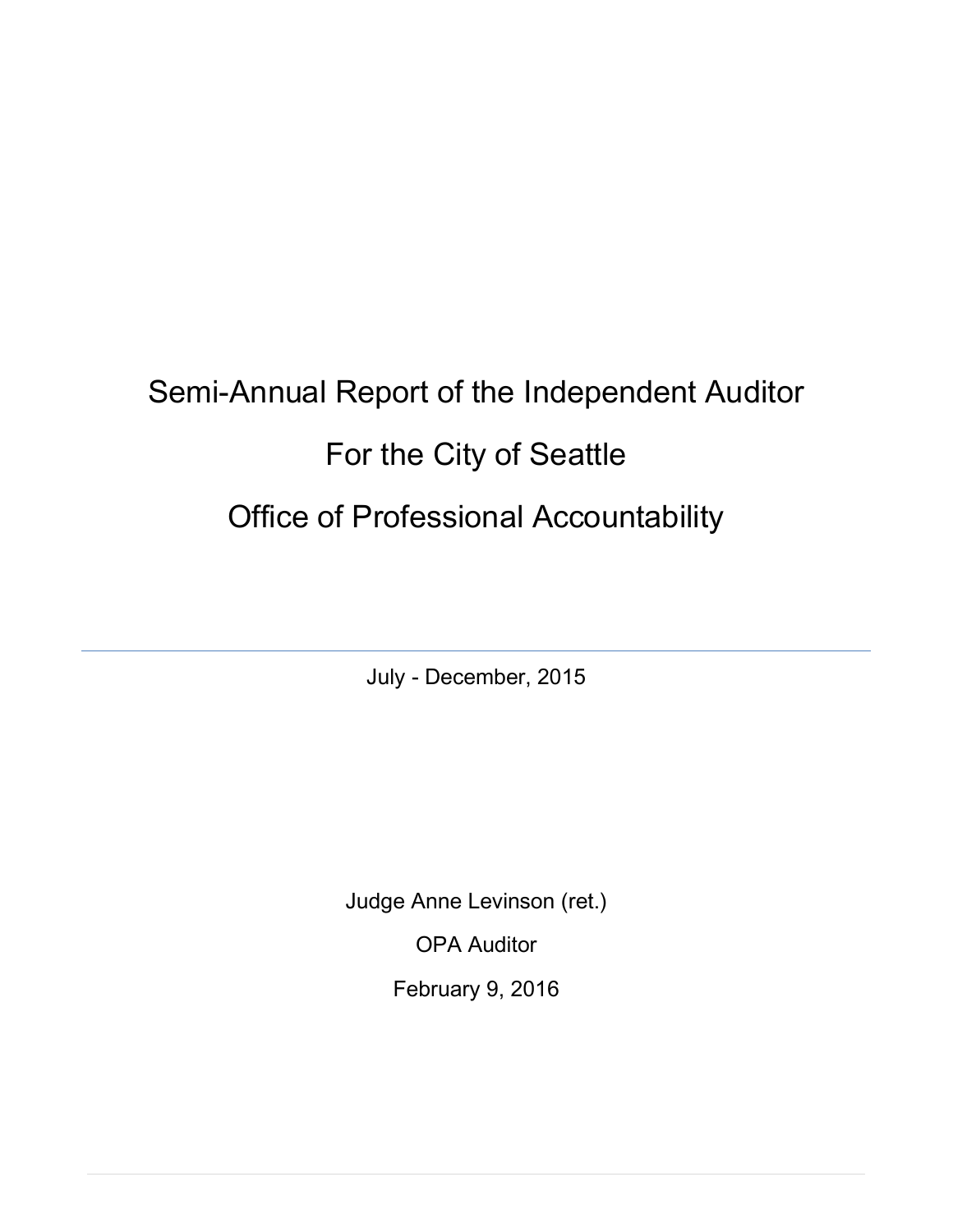# Semi-Annual Report of the Independent Auditor

# For the City of Seattle

# Office of Professional Accountability

---

July - December, 2015

Judge Anne Levinson (ret.)

OPA Auditor

February 9, 2016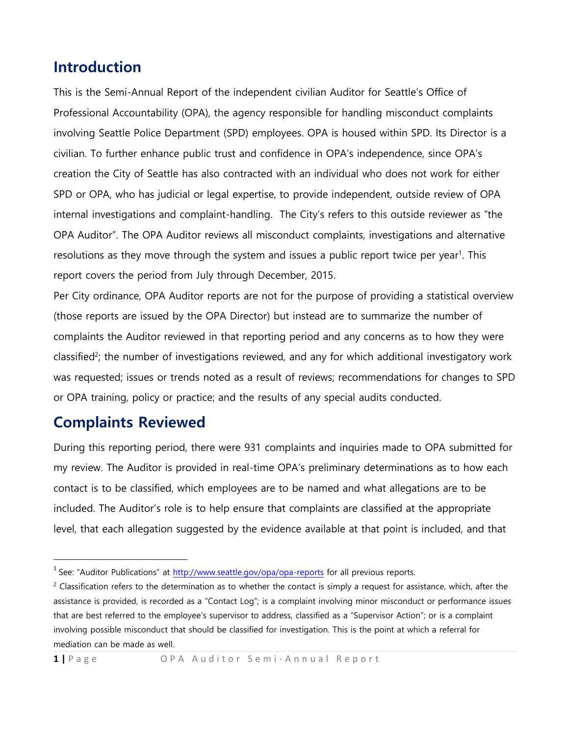# Introduction

This is the Semi-Annual Report of the independent civilian Auditor for Seattle's Office of Professional Accountability (OPA), the agency responsible for handling misconduct complaints involving Seattle Police Department (SPD) employees. OPA is housed within SPD. Its Director is a civilian. To further enhance public trust and confidence in OPA's independence, since OPA's creation the City of Seattle has also contracted with an individual who does not work for either SPD or OPA, who has judicial or legal expertise, to provide independent, outside review of OPA internal investigations and complaint-handling. The City's refers to this outside reviewer as "the OPA Auditor". The OPA Auditor reviews all misconduct complaints, investigations and alternative resolutions as they move through the system and issues a public report twice per year[1]. This report covers the period from July through December, 2015.

Per City ordinance, OPA Auditor reports are not for the purpose of providing a statistical overview (those reports are issued by the OPA Director) but instead are to summarize the number of complaints the Auditor reviewed in that reporting period and any concerns as to how they were classified[2]; the number of investigations reviewed, and any for which additional investigatory work was requested; issues or trends noted as a result of reviews; recommendations for changes to SPD or OPA training, policy or practice; and the results of any special audits conducted.

# Complaints Reviewed

During this reporting period, there were 931 complaints and inquiries made to OPA submitted for my review. The Auditor is provided in real-time OPA's preliminary determinations as to how each contact is to be classified, which employees are to be named and what allegations are to be included. The Auditor's role is to help ensure that complaints are classified at the appropriate level, that each allegation suggested by the evidence available at that point is included, and that

---

[1] See: "Auditor Publications" at http://www.seattle.gov/opa/opa-reports for all previous reports.

[2] Classification refers to the determination as to whether the contact is simply a request for assistance, which, after the assistance is provided, is recorded as a "Contact Log"; is a complaint involving minor misconduct or performance issues that are best referred to the employee's supervisor to address, classified as a "Supervisor Action"; or is a complaint involving possible misconduct that should be classified for investigation. This is the point at which a referral for mediation can be made as well.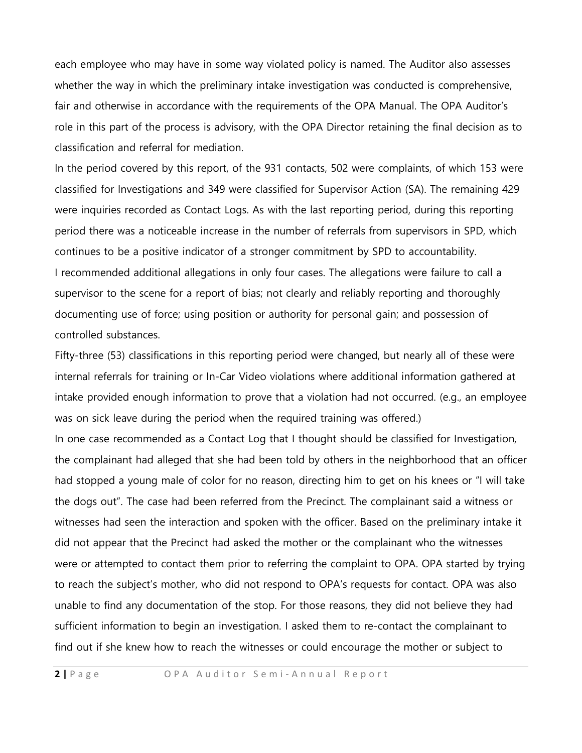each employee who may have in some way violated policy is named. The Auditor also assesses whether the way in which the preliminary intake investigation was conducted is comprehensive, fair and otherwise in accordance with the requirements of the OPA Manual. The OPA Auditor's role in this part of the process is advisory, with the OPA Director retaining the final decision as to classification and referral for mediation.

In the period covered by this report, of the 931 contacts, 502 were complaints, of which 153 were classified for Investigations and 349 were classified for Supervisor Action (SA). The remaining 429 were inquiries recorded as Contact Logs. As with the last reporting period, during this reporting period there was a noticeable increase in the number of referrals from supervisors in SPD, which continues to be a positive indicator of a stronger commitment by SPD to accountability.

I recommended additional allegations in only four cases. The allegations were failure to call a supervisor to the scene for a report of bias; not clearly and reliably reporting and thoroughly documenting use of force; using position or authority for personal gain; and possession of controlled substances.

Fifty-three (53) classifications in this reporting period were changed, but nearly all of these were internal referrals for training or In-Car Video violations where additional information gathered at intake provided enough information to prove that a violation had not occurred. (e.g., an employee was on sick leave during the period when the required training was offered.)

In one case recommended as a Contact Log that I thought should be classified for Investigation, the complainant had alleged that she had been told by others in the neighborhood that an officer had stopped a young male of color for no reason, directing him to get on his knees or "I will take the dogs out". The case had been referred from the Precinct. The complainant said a witness or witnesses had seen the interaction and spoken with the officer. Based on the preliminary intake it did not appear that the Precinct had asked the mother or the complainant who the witnesses were or attempted to contact them prior to referring the complaint to OPA. OPA started by trying to reach the subject's mother, who did not respond to OPA's requests for contact. OPA was also unable to find any documentation of the stop. For those reasons, they did not believe they had sufficient information to begin an investigation. I asked them to re-contact the complainant to find out if she knew how to reach the witnesses or could encourage the mother or subject to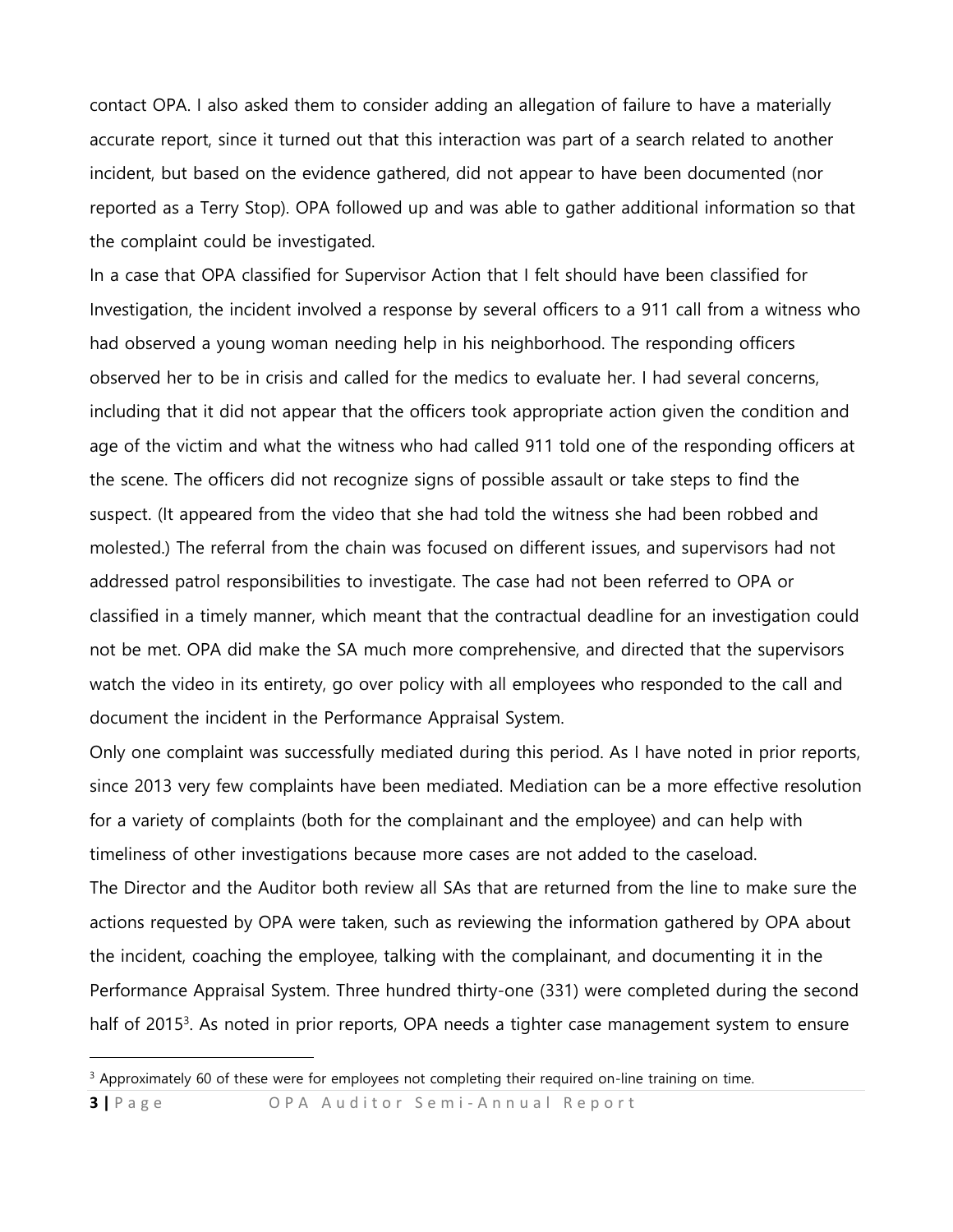contact OPA. I also asked them to consider adding an allegation of failure to have a materially accurate report, since it turned out that this interaction was part of a search related to another incident, but based on the evidence gathered, did not appear to have been documented (nor reported as a Terry Stop). OPA followed up and was able to gather additional information so that the complaint could be investigated.

In a case that OPA classified for Supervisor Action that I felt should have been classified for Investigation, the incident involved a response by several officers to a 911 call from a witness who had observed a young woman needing help in his neighborhood. The responding officers observed her to be in crisis and called for the medics to evaluate her. I had several concerns, including that it did not appear that the officers took appropriate action given the condition and age of the victim and what the witness who had called 911 told one of the responding officers at the scene. The officers did not recognize signs of possible assault or take steps to find the suspect. (It appeared from the video that she had told the witness she had been robbed and molested.) The referral from the chain was focused on different issues, and supervisors had not addressed patrol responsibilities to investigate. The case had not been referred to OPA or classified in a timely manner, which meant that the contractual deadline for an investigation could not be met. OPA did make the SA much more comprehensive, and directed that the supervisors watch the video in its entirety, go over policy with all employees who responded to the call and document the incident in the Performance Appraisal System.

Only one complaint was successfully mediated during this period. As I have noted in prior reports, since 2013 very few complaints have been mediated. Mediation can be a more effective resolution for a variety of complaints (both for the complainant and the employee) and can help with timeliness of other investigations because more cases are not added to the caseload.

The Director and the Auditor both review all SAs that are returned from the line to make sure the actions requested by OPA were taken, such as reviewing the information gathered by OPA about the incident, coaching the employee, talking with the complainant, and documenting it in the Performance Appraisal System. Three hundred thirty-one (331) were completed during the second half of 2015[3]. As noted in prior reports, OPA needs a tighter case management system to ensure

[3] Approximately 60 of these were for employees not completing their required on-line training on time.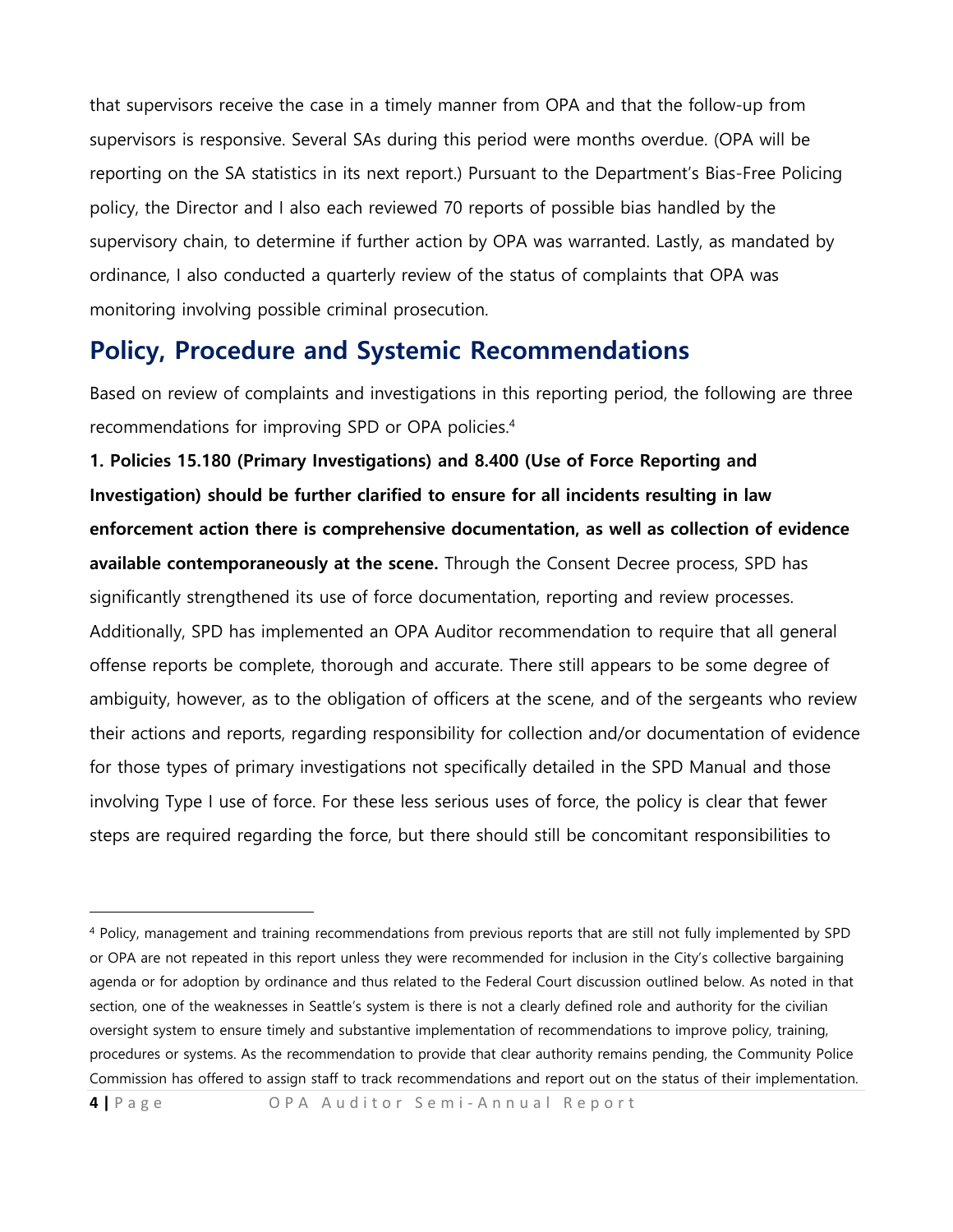that supervisors receive the case in a timely manner from OPA and that the follow-up from supervisors is responsive. Several SAs during this period were months overdue. (OPA will be reporting on the SA statistics in its next report.) Pursuant to the Department's Bias-Free Policing policy, the Director and I also each reviewed 70 reports of possible bias handled by the supervisory chain, to determine if further action by OPA was warranted. Lastly, as mandated by ordinance, I also conducted a quarterly review of the status of complaints that OPA was monitoring involving possible criminal prosecution.

## Policy, Procedure and Systemic Recommendations

Based on review of complaints and investigations in this reporting period, the following are three recommendations for improving SPD or OPA policies.[4]

**1. Policies 15.180 (Primary Investigations) and 8.400 (Use of Force Reporting and Investigation) should be further clarified to ensure for all incidents resulting in law enforcement action there is comprehensive documentation, as well as collection of evidence available contemporaneously at the scene.** Through the Consent Decree process, SPD has significantly strengthened its use of force documentation, reporting and review processes. Additionally, SPD has implemented an OPA Auditor recommendation to require that all general offense reports be complete, thorough and accurate. There still appears to be some degree of ambiguity, however, as to the obligation of officers at the scene, and of the sergeants who review their actions and reports, regarding responsibility for collection and/or documentation of evidence for those types of primary investigations not specifically detailed in the SPD Manual and those involving Type I use of force. For these less serious uses of force, the policy is clear that fewer steps are required regarding the force, but there should still be concomitant responsibilities to

[4] Policy, management and training recommendations from previous reports that are still not fully implemented by SPD or OPA are not repeated in this report unless they were recommended for inclusion in the City's collective bargaining agenda or for adoption by ordinance and thus related to the Federal Court discussion outlined below. As noted in that section, one of the weaknesses in Seattle's system is there is not a clearly defined role and authority for the civilian oversight system to ensure timely and substantive implementation of recommendations to improve policy, training, procedures or systems. As the recommendation to provide that clear authority remains pending, the Community Police Commission has offered to assign staff to track recommendations and report out on the status of their implementation.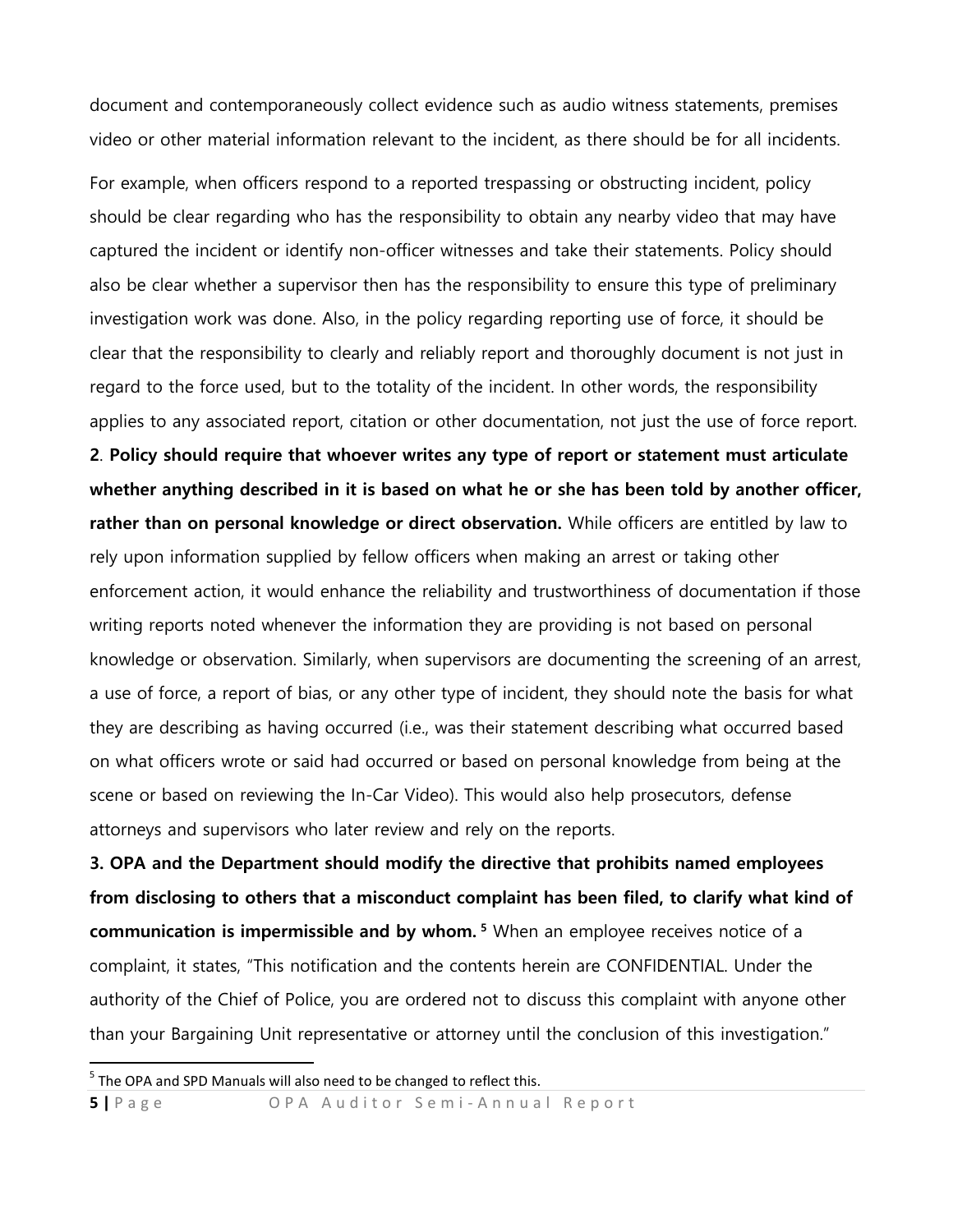document and contemporaneously collect evidence such as audio witness statements, premises video or other material information relevant to the incident, as there should be for all incidents.

For example, when officers respond to a reported trespassing or obstructing incident, policy should be clear regarding who has the responsibility to obtain any nearby video that may have captured the incident or identify non-officer witnesses and take their statements. Policy should also be clear whether a supervisor then has the responsibility to ensure this type of preliminary investigation work was done. Also, in the policy regarding reporting use of force, it should be clear that the responsibility to clearly and reliably report and thoroughly document is not just in regard to the force used, but to the totality of the incident. In other words, the responsibility applies to any associated report, citation or other documentation, not just the use of force report.

**2**. **Policy should require that whoever writes any type of report or statement must articulate whether anything described in it is based on what he or she has been told by another officer, rather than on personal knowledge or direct observation.** While officers are entitled by law to rely upon information supplied by fellow officers when making an arrest or taking other enforcement action, it would enhance the reliability and trustworthiness of documentation if those writing reports noted whenever the information they are providing is not based on personal knowledge or observation. Similarly, when supervisors are documenting the screening of an arrest, a use of force, a report of bias, or any other type of incident, they should note the basis for what they are describing as having occurred (i.e., was their statement describing what occurred based on what officers wrote or said had occurred or based on personal knowledge from being at the scene or based on reviewing the In-Car Video). This would also help prosecutors, defense attorneys and supervisors who later review and rely on the reports.

**3. OPA and the Department should modify the directive that prohibits named employees from disclosing to others that a misconduct complaint has been filed, to clarify what kind of communication is impermissible and by whom.** [5] When an employee receives notice of a complaint, it states, "This notification and the contents herein are CONFIDENTIAL. Under the authority of the Chief of Police, you are ordered not to discuss this complaint with anyone other than your Bargaining Unit representative or attorney until the conclusion of this investigation."

[5] The OPA and SPD Manuals will also need to be changed to reflect this.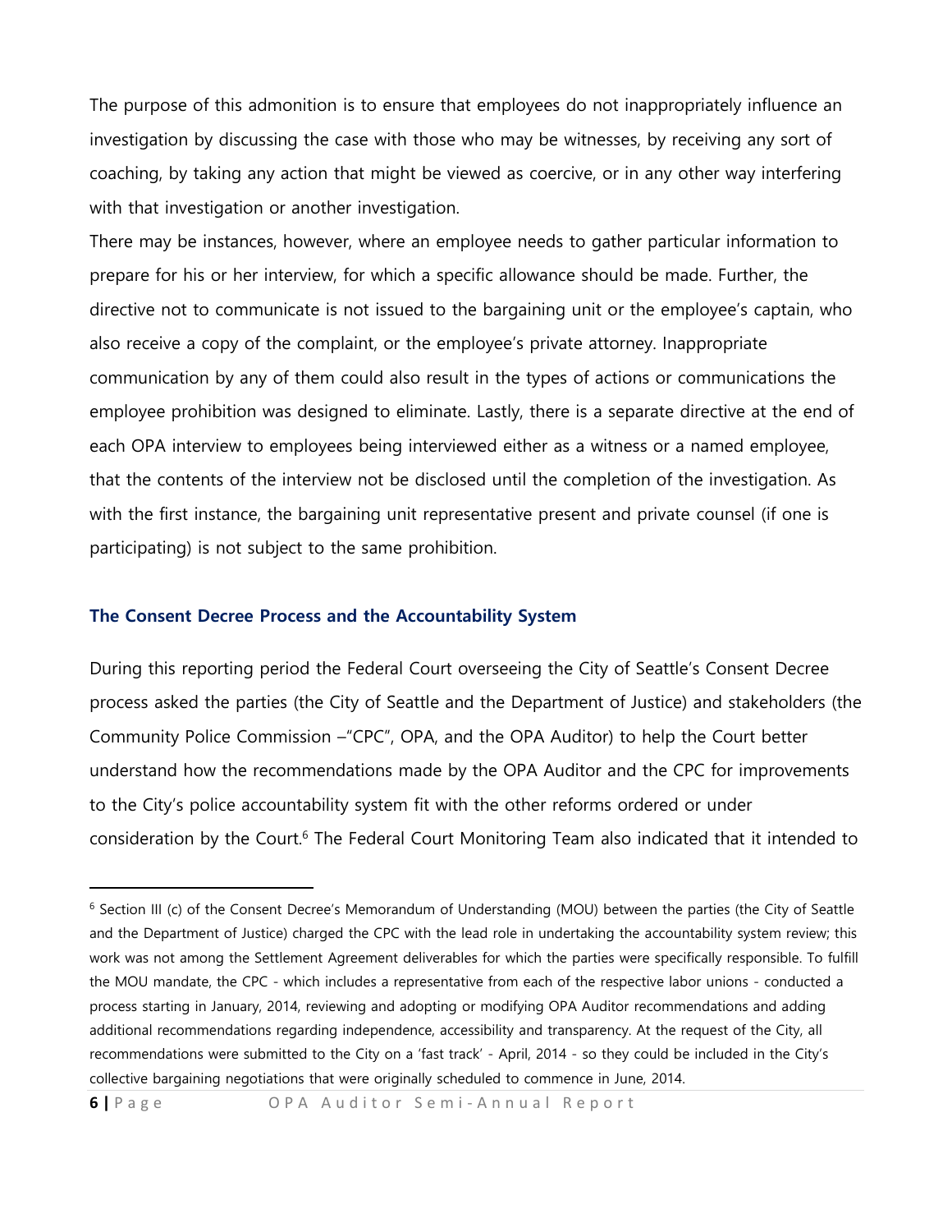The purpose of this admonition is to ensure that employees do not inappropriately influence an investigation by discussing the case with those who may be witnesses, by receiving any sort of coaching, by taking any action that might be viewed as coercive, or in any other way interfering with that investigation or another investigation.

There may be instances, however, where an employee needs to gather particular information to prepare for his or her interview, for which a specific allowance should be made. Further, the directive not to communicate is not issued to the bargaining unit or the employee's captain, who also receive a copy of the complaint, or the employee's private attorney. Inappropriate communication by any of them could also result in the types of actions or communications the employee prohibition was designed to eliminate. Lastly, there is a separate directive at the end of each OPA interview to employees being interviewed either as a witness or a named employee, that the contents of the interview not be disclosed until the completion of the investigation. As with the first instance, the bargaining unit representative present and private counsel (if one is participating) is not subject to the same prohibition.

### The Consent Decree Process and the Accountability System

During this reporting period the Federal Court overseeing the City of Seattle's Consent Decree process asked the parties (the City of Seattle and the Department of Justice) and stakeholders (the Community Police Commission –"CPC", OPA, and the OPA Auditor) to help the Court better understand how the recommendations made by the OPA Auditor and the CPC for improvements to the City's police accountability system fit with the other reforms ordered or under consideration by the Court.[6] The Federal Court Monitoring Team also indicated that it intended to

---

[6] Section III (c) of the Consent Decree's Memorandum of Understanding (MOU) between the parties (the City of Seattle and the Department of Justice) charged the CPC with the lead role in undertaking the accountability system review; this work was not among the Settlement Agreement deliverables for which the parties were specifically responsible. To fulfill the MOU mandate, the CPC - which includes a representative from each of the respective labor unions - conducted a process starting in January, 2014, reviewing and adopting or modifying OPA Auditor recommendations and adding additional recommendations regarding independence, accessibility and transparency. At the request of the City, all recommendations were submitted to the City on a 'fast track' - April, 2014 - so they could be included in the City's collective bargaining negotiations that were originally scheduled to commence in June, 2014.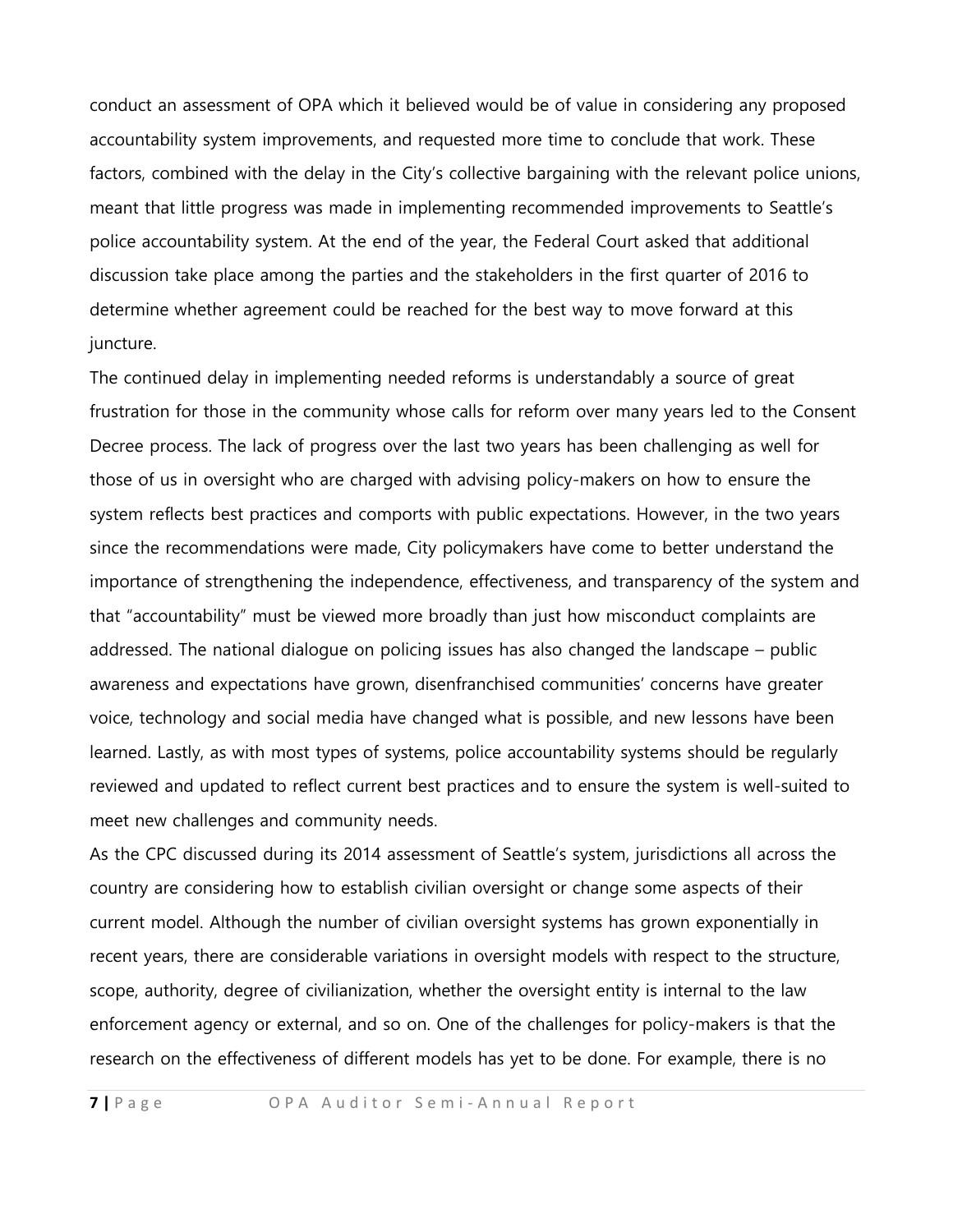conduct an assessment of OPA which it believed would be of value in considering any proposed accountability system improvements, and requested more time to conclude that work. These factors, combined with the delay in the City's collective bargaining with the relevant police unions, meant that little progress was made in implementing recommended improvements to Seattle's police accountability system. At the end of the year, the Federal Court asked that additional discussion take place among the parties and the stakeholders in the first quarter of 2016 to determine whether agreement could be reached for the best way to move forward at this juncture.

The continued delay in implementing needed reforms is understandably a source of great frustration for those in the community whose calls for reform over many years led to the Consent Decree process. The lack of progress over the last two years has been challenging as well for those of us in oversight who are charged with advising policy-makers on how to ensure the system reflects best practices and comports with public expectations. However, in the two years since the recommendations were made, City policymakers have come to better understand the importance of strengthening the independence, effectiveness, and transparency of the system and that "accountability" must be viewed more broadly than just how misconduct complaints are addressed. The national dialogue on policing issues has also changed the landscape – public awareness and expectations have grown, disenfranchised communities' concerns have greater voice, technology and social media have changed what is possible, and new lessons have been learned. Lastly, as with most types of systems, police accountability systems should be regularly reviewed and updated to reflect current best practices and to ensure the system is well-suited to meet new challenges and community needs.

As the CPC discussed during its 2014 assessment of Seattle's system, jurisdictions all across the country are considering how to establish civilian oversight or change some aspects of their current model. Although the number of civilian oversight systems has grown exponentially in recent years, there are considerable variations in oversight models with respect to the structure, scope, authority, degree of civilianization, whether the oversight entity is internal to the law enforcement agency or external, and so on. One of the challenges for policy-makers is that the research on the effectiveness of different models has yet to be done. For example, there is no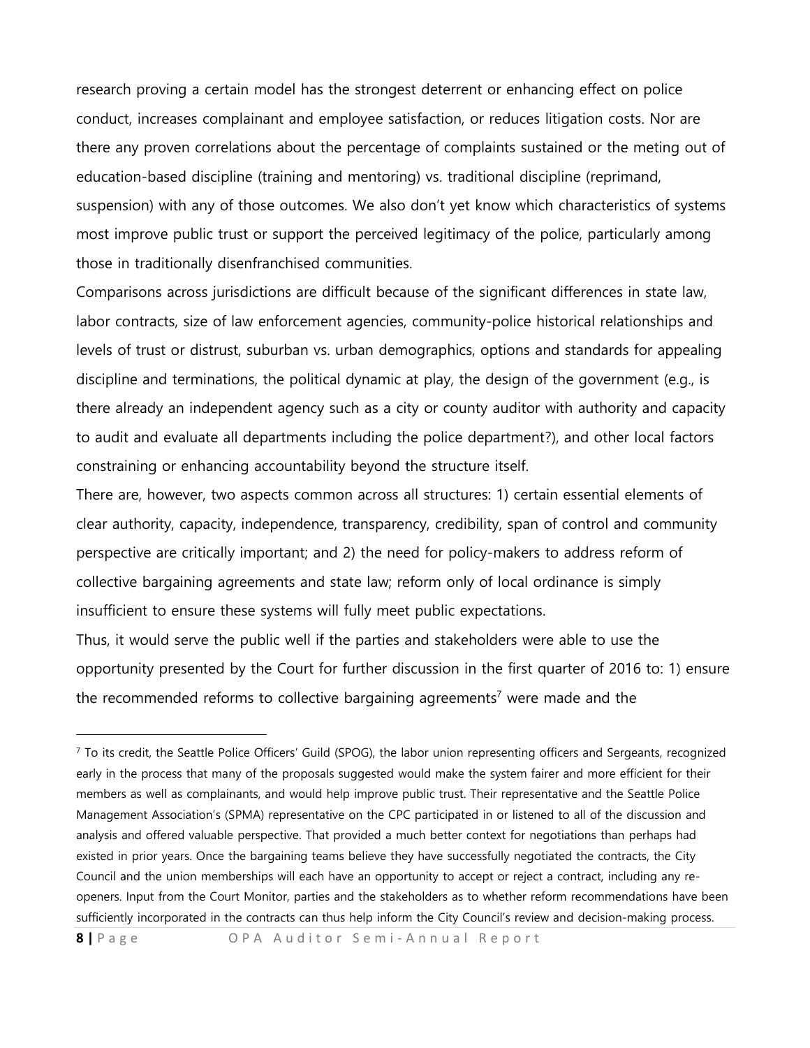research proving a certain model has the strongest deterrent or enhancing effect on police conduct, increases complainant and employee satisfaction, or reduces litigation costs. Nor are there any proven correlations about the percentage of complaints sustained or the meting out of education-based discipline (training and mentoring) vs. traditional discipline (reprimand, suspension) with any of those outcomes. We also don't yet know which characteristics of systems most improve public trust or support the perceived legitimacy of the police, particularly among those in traditionally disenfranchised communities.

Comparisons across jurisdictions are difficult because of the significant differences in state law, labor contracts, size of law enforcement agencies, community-police historical relationships and levels of trust or distrust, suburban vs. urban demographics, options and standards for appealing discipline and terminations, the political dynamic at play, the design of the government (e.g., is there already an independent agency such as a city or county auditor with authority and capacity to audit and evaluate all departments including the police department?), and other local factors constraining or enhancing accountability beyond the structure itself.

There are, however, two aspects common across all structures: 1) certain essential elements of clear authority, capacity, independence, transparency, credibility, span of control and community perspective are critically important; and 2) the need for policy-makers to address reform of collective bargaining agreements and state law; reform only of local ordinance is simply insufficient to ensure these systems will fully meet public expectations.

Thus, it would serve the public well if the parties and stakeholders were able to use the opportunity presented by the Court for further discussion in the first quarter of 2016 to: 1) ensure the recommended reforms to collective bargaining agreements[7] were made and the

[7] To its credit, the Seattle Police Officers' Guild (SPOG), the labor union representing officers and Sergeants, recognized early in the process that many of the proposals suggested would make the system fairer and more efficient for their members as well as complainants, and would help improve public trust. Their representative and the Seattle Police Management Association's (SPMA) representative on the CPC participated in or listened to all of the discussion and analysis and offered valuable perspective. That provided a much better context for negotiations than perhaps had existed in prior years. Once the bargaining teams believe they have successfully negotiated the contracts, the City Council and the union memberships will each have an opportunity to accept or reject a contract, including any re-openers. Input from the Court Monitor, parties and the stakeholders as to whether reform recommendations have been sufficiently incorporated in the contracts can thus help inform the City Council's review and decision-making process.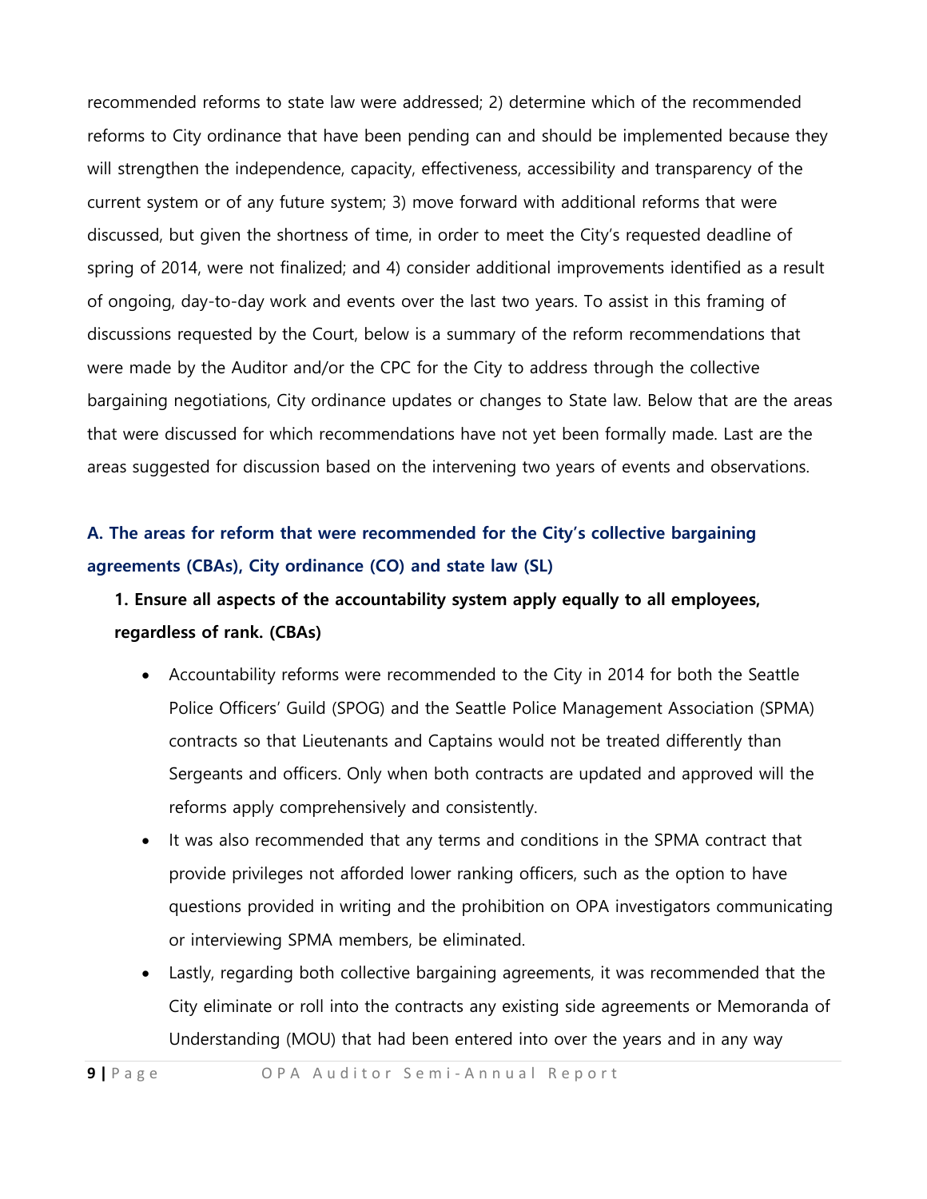recommended reforms to state law were addressed; 2) determine which of the recommended reforms to City ordinance that have been pending can and should be implemented because they will strengthen the independence, capacity, effectiveness, accessibility and transparency of the current system or of any future system; 3) move forward with additional reforms that were discussed, but given the shortness of time, in order to meet the City's requested deadline of spring of 2014, were not finalized; and 4) consider additional improvements identified as a result of ongoing, day-to-day work and events over the last two years. To assist in this framing of discussions requested by the Court, below is a summary of the reform recommendations that were made by the Auditor and/or the CPC for the City to address through the collective bargaining negotiations, City ordinance updates or changes to State law. Below that are the areas that were discussed for which recommendations have not yet been formally made. Last are the areas suggested for discussion based on the intervening two years of events and observations.

## A. The areas for reform that were recommended for the City's collective bargaining agreements (CBAs), City ordinance (CO) and state law (SL)

### 1. Ensure all aspects of the accountability system apply equally to all employees, regardless of rank. (CBAs)

- Accountability reforms were recommended to the City in 2014 for both the Seattle Police Officers' Guild (SPOG) and the Seattle Police Management Association (SPMA) contracts so that Lieutenants and Captains would not be treated differently than Sergeants and officers. Only when both contracts are updated and approved will the reforms apply comprehensively and consistently.
- It was also recommended that any terms and conditions in the SPMA contract that provide privileges not afforded lower ranking officers, such as the option to have questions provided in writing and the prohibition on OPA investigators communicating or interviewing SPMA members, be eliminated.
- Lastly, regarding both collective bargaining agreements, it was recommended that the City eliminate or roll into the contracts any existing side agreements or Memoranda of Understanding (MOU) that had been entered into over the years and in any way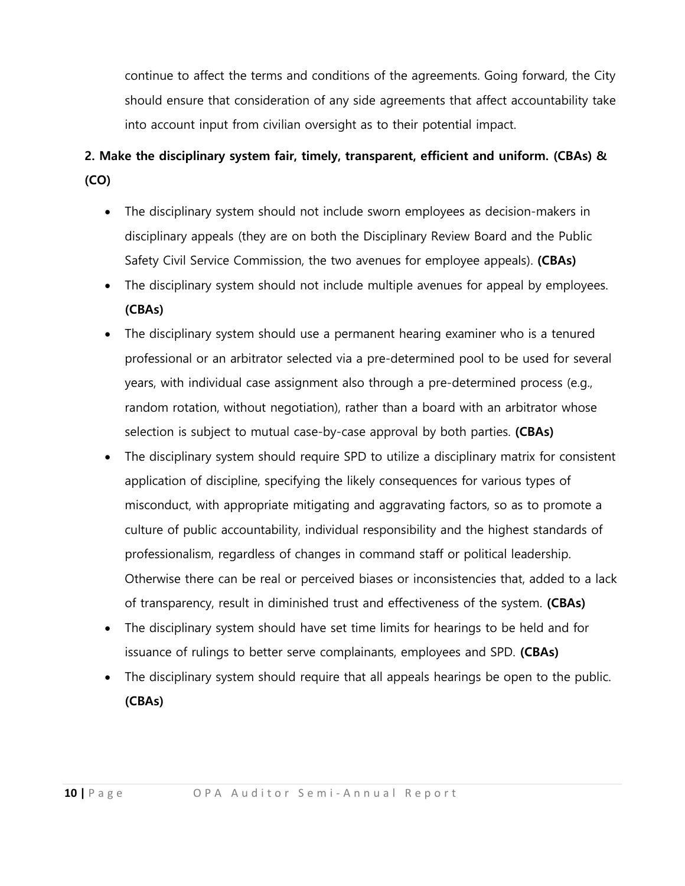continue to affect the terms and conditions of the agreements. Going forward, the City should ensure that consideration of any side agreements that affect accountability take into account input from civilian oversight as to their potential impact.

**2. Make the disciplinary system fair, timely, transparent, efficient and uniform. (CBAs) & (CO)**

- The disciplinary system should not include sworn employees as decision-makers in disciplinary appeals (they are on both the Disciplinary Review Board and the Public Safety Civil Service Commission, the two avenues for employee appeals). **(CBAs)**
- The disciplinary system should not include multiple avenues for appeal by employees. **(CBAs)**
- The disciplinary system should use a permanent hearing examiner who is a tenured professional or an arbitrator selected via a pre-determined pool to be used for several years, with individual case assignment also through a pre-determined process (e.g., random rotation, without negotiation), rather than a board with an arbitrator whose selection is subject to mutual case-by-case approval by both parties. **(CBAs)**
- The disciplinary system should require SPD to utilize a disciplinary matrix for consistent application of discipline, specifying the likely consequences for various types of misconduct, with appropriate mitigating and aggravating factors, so as to promote a culture of public accountability, individual responsibility and the highest standards of professionalism, regardless of changes in command staff or political leadership. Otherwise there can be real or perceived biases or inconsistencies that, added to a lack of transparency, result in diminished trust and effectiveness of the system. **(CBAs)**
- The disciplinary system should have set time limits for hearings to be held and for issuance of rulings to better serve complainants, employees and SPD. **(CBAs)**
- The disciplinary system should require that all appeals hearings be open to the public. **(CBAs)**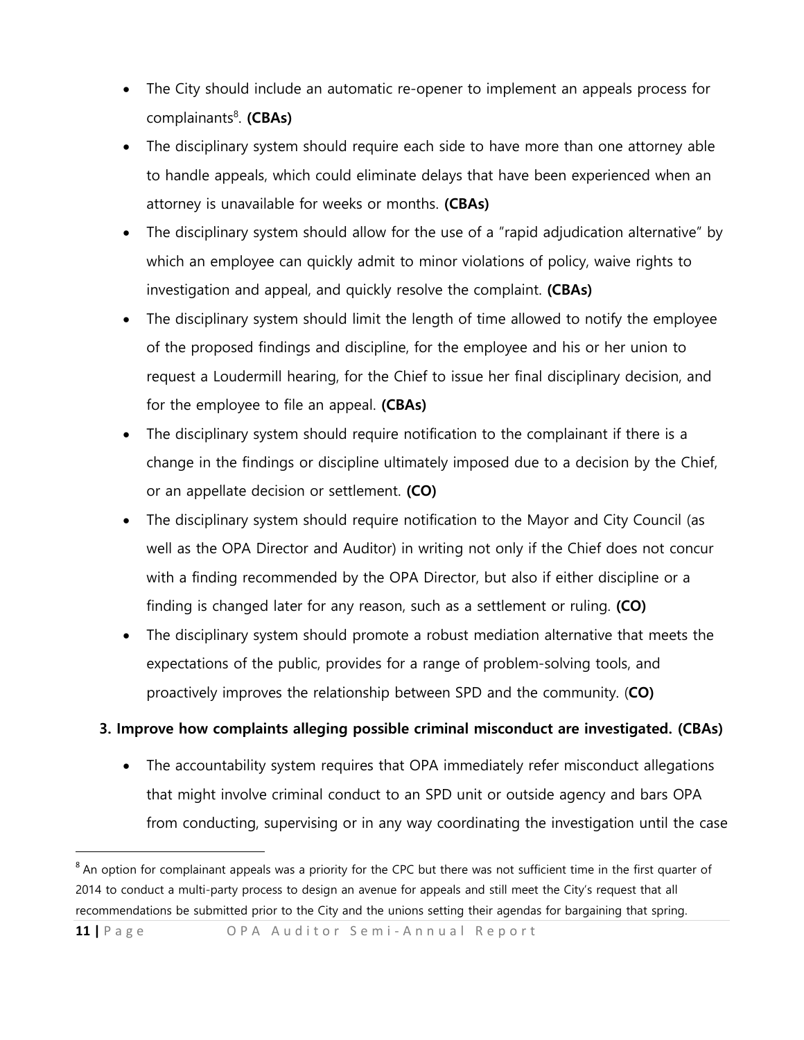- The City should include an automatic re-opener to implement an appeals process for complainants[8]. **(CBAs)**
- The disciplinary system should require each side to have more than one attorney able to handle appeals, which could eliminate delays that have been experienced when an attorney is unavailable for weeks or months. **(CBAs)**
- The disciplinary system should allow for the use of a "rapid adjudication alternative" by which an employee can quickly admit to minor violations of policy, waive rights to investigation and appeal, and quickly resolve the complaint. **(CBAs)**
- The disciplinary system should limit the length of time allowed to notify the employee of the proposed findings and discipline, for the employee and his or her union to request a Loudermill hearing, for the Chief to issue her final disciplinary decision, and for the employee to file an appeal. **(CBAs)**
- The disciplinary system should require notification to the complainant if there is a change in the findings or discipline ultimately imposed due to a decision by the Chief, or an appellate decision or settlement. **(CO)**
- The disciplinary system should require notification to the Mayor and City Council (as well as the OPA Director and Auditor) in writing not only if the Chief does not concur with a finding recommended by the OPA Director, but also if either discipline or a finding is changed later for any reason, such as a settlement or ruling. **(CO)**
- The disciplinary system should promote a robust mediation alternative that meets the expectations of the public, provides for a range of problem-solving tools, and proactively improves the relationship between SPD and the community. (**CO)**

**3. Improve how complaints alleging possible criminal misconduct are investigated. (CBAs)**

- The accountability system requires that OPA immediately refer misconduct allegations that might involve criminal conduct to an SPD unit or outside agency and bars OPA from conducting, supervising or in any way coordinating the investigation until the case

[8] An option for complainant appeals was a priority for the CPC but there was not sufficient time in the first quarter of 2014 to conduct a multi-party process to design an avenue for appeals and still meet the City's request that all recommendations be submitted prior to the City and the unions setting their agendas for bargaining that spring.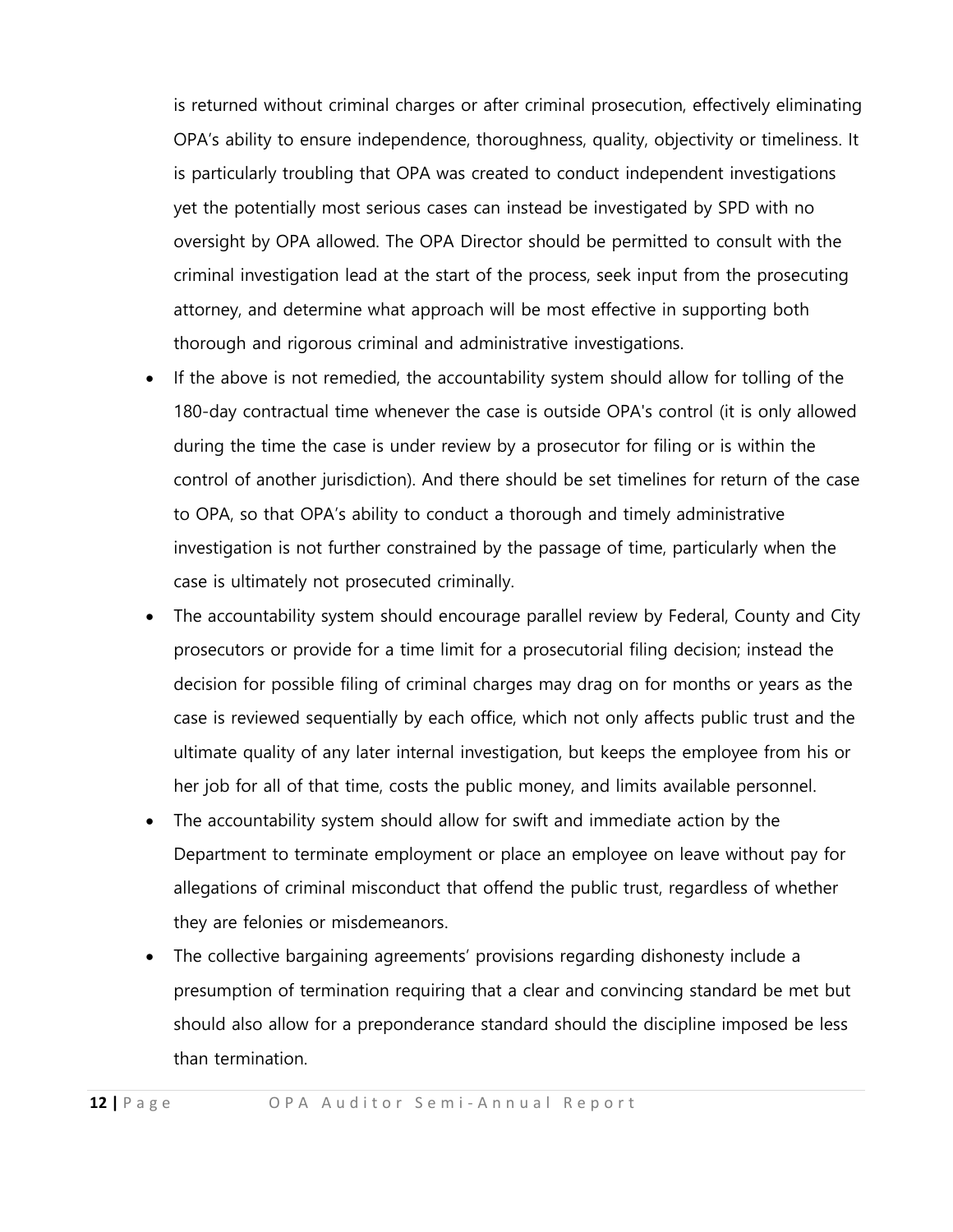is returned without criminal charges or after criminal prosecution, effectively eliminating OPA's ability to ensure independence, thoroughness, quality, objectivity or timeliness. It is particularly troubling that OPA was created to conduct independent investigations yet the potentially most serious cases can instead be investigated by SPD with no oversight by OPA allowed. The OPA Director should be permitted to consult with the criminal investigation lead at the start of the process, seek input from the prosecuting attorney, and determine what approach will be most effective in supporting both thorough and rigorous criminal and administrative investigations.

- If the above is not remedied, the accountability system should allow for tolling of the 180-day contractual time whenever the case is outside OPA's control (it is only allowed during the time the case is under review by a prosecutor for filing or is within the control of another jurisdiction). And there should be set timelines for return of the case to OPA, so that OPA's ability to conduct a thorough and timely administrative investigation is not further constrained by the passage of time, particularly when the case is ultimately not prosecuted criminally.
- The accountability system should encourage parallel review by Federal, County and City prosecutors or provide for a time limit for a prosecutorial filing decision; instead the decision for possible filing of criminal charges may drag on for months or years as the case is reviewed sequentially by each office, which not only affects public trust and the ultimate quality of any later internal investigation, but keeps the employee from his or her job for all of that time, costs the public money, and limits available personnel.
- The accountability system should allow for swift and immediate action by the Department to terminate employment or place an employee on leave without pay for allegations of criminal misconduct that offend the public trust, regardless of whether they are felonies or misdemeanors.
- The collective bargaining agreements' provisions regarding dishonesty include a presumption of termination requiring that a clear and convincing standard be met but should also allow for a preponderance standard should the discipline imposed be less than termination.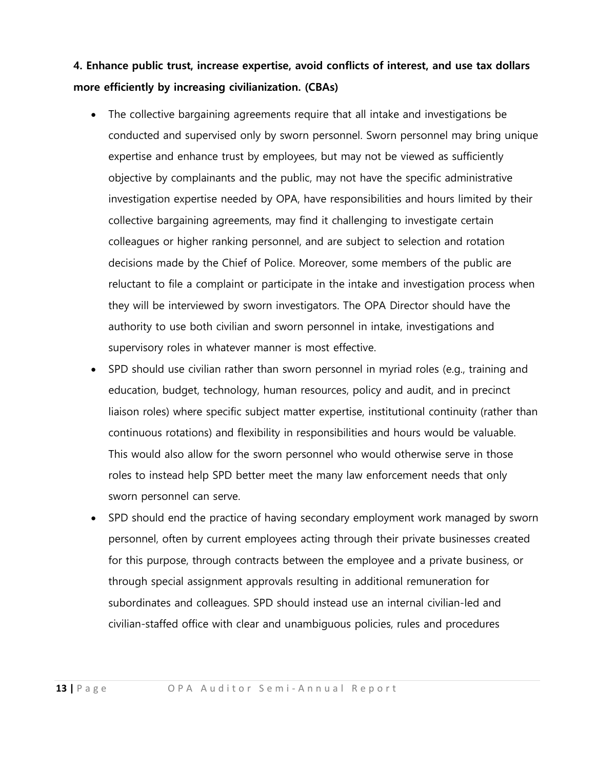**4. Enhance public trust, increase expertise, avoid conflicts of interest, and use tax dollars more efficiently by increasing civilianization. (CBAs)**

- The collective bargaining agreements require that all intake and investigations be conducted and supervised only by sworn personnel. Sworn personnel may bring unique expertise and enhance trust by employees, but may not be viewed as sufficiently objective by complainants and the public, may not have the specific administrative investigation expertise needed by OPA, have responsibilities and hours limited by their collective bargaining agreements, may find it challenging to investigate certain colleagues or higher ranking personnel, and are subject to selection and rotation decisions made by the Chief of Police. Moreover, some members of the public are reluctant to file a complaint or participate in the intake and investigation process when they will be interviewed by sworn investigators. The OPA Director should have the authority to use both civilian and sworn personnel in intake, investigations and supervisory roles in whatever manner is most effective.
- SPD should use civilian rather than sworn personnel in myriad roles (e.g., training and education, budget, technology, human resources, policy and audit, and in precinct liaison roles) where specific subject matter expertise, institutional continuity (rather than continuous rotations) and flexibility in responsibilities and hours would be valuable. This would also allow for the sworn personnel who would otherwise serve in those roles to instead help SPD better meet the many law enforcement needs that only sworn personnel can serve.
- SPD should end the practice of having secondary employment work managed by sworn personnel, often by current employees acting through their private businesses created for this purpose, through contracts between the employee and a private business, or through special assignment approvals resulting in additional remuneration for subordinates and colleagues. SPD should instead use an internal civilian-led and civilian-staffed office with clear and unambiguous policies, rules and procedures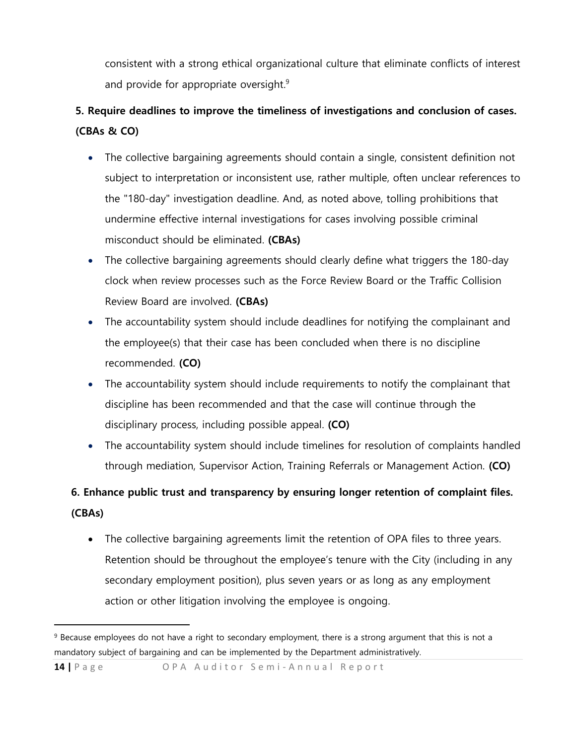consistent with a strong ethical organizational culture that eliminate conflicts of interest and provide for appropriate oversight.[9]

**5. Require deadlines to improve the timeliness of investigations and conclusion of cases. (CBAs & CO)**

- The collective bargaining agreements should contain a single, consistent definition not subject to interpretation or inconsistent use, rather multiple, often unclear references to the "180-day" investigation deadline. And, as noted above, tolling prohibitions that undermine effective internal investigations for cases involving possible criminal misconduct should be eliminated. **(CBAs)**
- The collective bargaining agreements should clearly define what triggers the 180-day clock when review processes such as the Force Review Board or the Traffic Collision Review Board are involved. **(CBAs)**
- The accountability system should include deadlines for notifying the complainant and the employee(s) that their case has been concluded when there is no discipline recommended. **(CO)**
- The accountability system should include requirements to notify the complainant that discipline has been recommended and that the case will continue through the disciplinary process, including possible appeal. **(CO)**
- The accountability system should include timelines for resolution of complaints handled through mediation, Supervisor Action, Training Referrals or Management Action. **(CO)**

**6. Enhance public trust and transparency by ensuring longer retention of complaint files. (CBAs)**

- The collective bargaining agreements limit the retention of OPA files to three years. Retention should be throughout the employee's tenure with the City (including in any secondary employment position), plus seven years or as long as any employment action or other litigation involving the employee is ongoing.

---

[9] Because employees do not have a right to secondary employment, there is a strong argument that this is not a mandatory subject of bargaining and can be implemented by the Department administratively.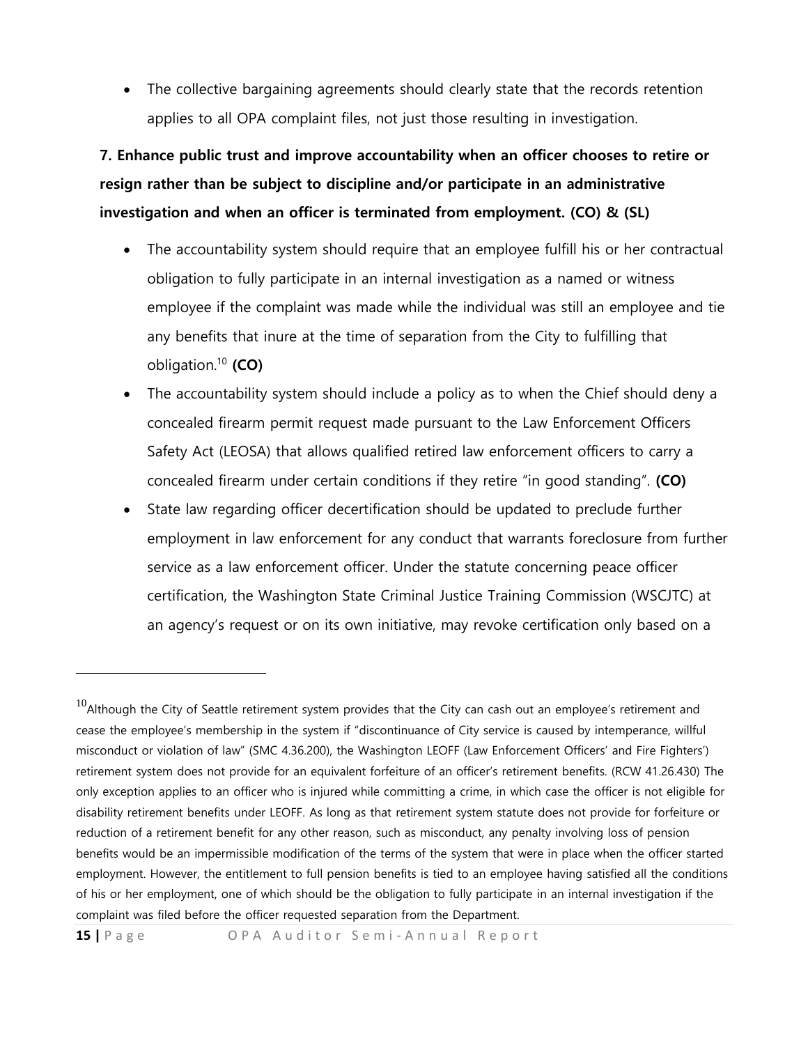- The collective bargaining agreements should clearly state that the records retention applies to all OPA complaint files, not just those resulting in investigation.

**7. Enhance public trust and improve accountability when an officer chooses to retire or resign rather than be subject to discipline and/or participate in an administrative investigation and when an officer is terminated from employment. (CO) & (SL)**

- The accountability system should require that an employee fulfill his or her contractual obligation to fully participate in an internal investigation as a named or witness employee if the complaint was made while the individual was still an employee and tie any benefits that inure at the time of separation from the City to fulfilling that obligation.[10] **(CO)**
- The accountability system should include a policy as to when the Chief should deny a concealed firearm permit request made pursuant to the Law Enforcement Officers Safety Act (LEOSA) that allows qualified retired law enforcement officers to carry a concealed firearm under certain conditions if they retire "in good standing". **(CO)**
- State law regarding officer decertification should be updated to preclude further employment in law enforcement for any conduct that warrants foreclosure from further service as a law enforcement officer. Under the statute concerning peace officer certification, the Washington State Criminal Justice Training Commission (WSCJTC) at an agency's request or on its own initiative, may revoke certification only based on a

---

[10] Although the City of Seattle retirement system provides that the City can cash out an employee's retirement and cease the employee's membership in the system if "discontinuance of City service is caused by intemperance, willful misconduct or violation of law" (SMC 4.36.200), the Washington LEOFF (Law Enforcement Officers' and Fire Fighters') retirement system does not provide for an equivalent forfeiture of an officer's retirement benefits. (RCW 41.26.430) The only exception applies to an officer who is injured while committing a crime, in which case the officer is not eligible for disability retirement benefits under LEOFF. As long as that retirement system statute does not provide for forfeiture or reduction of a retirement benefit for any other reason, such as misconduct, any penalty involving loss of pension benefits would be an impermissible modification of the terms of the system that were in place when the officer started employment. However, the entitlement to full pension benefits is tied to an employee having satisfied all the conditions of his or her employment, one of which should be the obligation to fully participate in an internal investigation if the complaint was filed before the officer requested separation from the Department.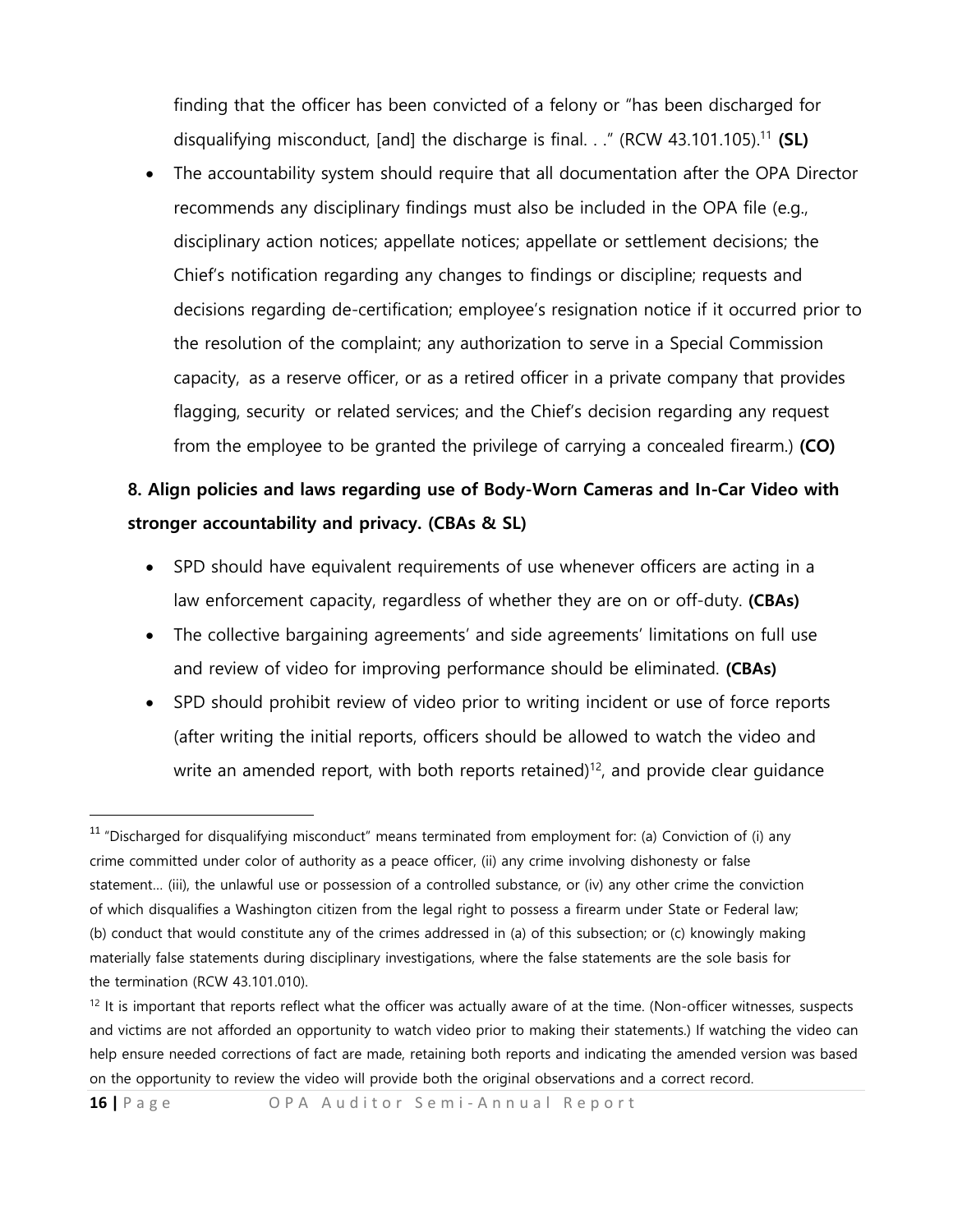finding that the officer has been convicted of a felony or "has been discharged for disqualifying misconduct, [and] the discharge is final. . ." (RCW 43.101.105).[11] **(SL)**

- The accountability system should require that all documentation after the OPA Director recommends any disciplinary findings must also be included in the OPA file (e.g., disciplinary action notices; appellate notices; appellate or settlement decisions; the Chief's notification regarding any changes to findings or discipline; requests and decisions regarding de-certification; employee's resignation notice if it occurred prior to the resolution of the complaint; any authorization to serve in a Special Commission capacity, as a reserve officer, or as a retired officer in a private company that provides flagging, security or related services; and the Chief's decision regarding any request from the employee to be granted the privilege of carrying a concealed firearm.) **(CO)**

**8. Align policies and laws regarding use of Body-Worn Cameras and In-Car Video with stronger accountability and privacy. (CBAs & SL)**

- SPD should have equivalent requirements of use whenever officers are acting in a law enforcement capacity, regardless of whether they are on or off-duty. **(CBAs)**
- The collective bargaining agreements' and side agreements' limitations on full use and review of video for improving performance should be eliminated. **(CBAs)**
- SPD should prohibit review of video prior to writing incident or use of force reports (after writing the initial reports, officers should be allowed to watch the video and write an amended report, with both reports retained)[12], and provide clear guidance

---

[11] "Discharged for disqualifying misconduct" means terminated from employment for: (a) Conviction of (i) any crime committed under color of authority as a peace officer, (ii) any crime involving dishonesty or false statement… (iii), the unlawful use or possession of a controlled substance, or (iv) any other crime the conviction of which disqualifies a Washington citizen from the legal right to possess a firearm under State or Federal law; (b) conduct that would constitute any of the crimes addressed in (a) of this subsection; or (c) knowingly making materially false statements during disciplinary investigations, where the false statements are the sole basis for the termination (RCW 43.101.010).

[12] It is important that reports reflect what the officer was actually aware of at the time. (Non-officer witnesses, suspects and victims are not afforded an opportunity to watch video prior to making their statements.) If watching the video can help ensure needed corrections of fact are made, retaining both reports and indicating the amended version was based on the opportunity to review the video will provide both the original observations and a correct record.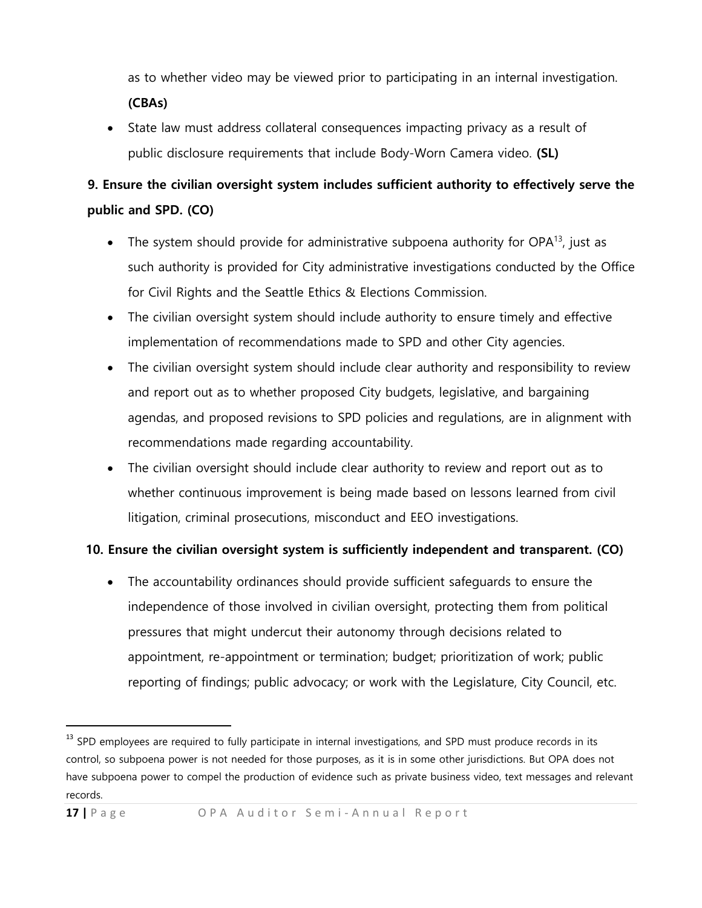as to whether video may be viewed prior to participating in an internal investigation. **(CBAs)**

- State law must address collateral consequences impacting privacy as a result of public disclosure requirements that include Body-Worn Camera video. **(SL)**

**9. Ensure the civilian oversight system includes sufficient authority to effectively serve the public and SPD. (CO)**

- The system should provide for administrative subpoena authority for OPA[13], just as such authority is provided for City administrative investigations conducted by the Office for Civil Rights and the Seattle Ethics & Elections Commission.
- The civilian oversight system should include authority to ensure timely and effective implementation of recommendations made to SPD and other City agencies.
- The civilian oversight system should include clear authority and responsibility to review and report out as to whether proposed City budgets, legislative, and bargaining agendas, and proposed revisions to SPD policies and regulations, are in alignment with recommendations made regarding accountability.
- The civilian oversight should include clear authority to review and report out as to whether continuous improvement is being made based on lessons learned from civil litigation, criminal prosecutions, misconduct and EEO investigations.

**10. Ensure the civilian oversight system is sufficiently independent and transparent. (CO)**

- The accountability ordinances should provide sufficient safeguards to ensure the independence of those involved in civilian oversight, protecting them from political pressures that might undercut their autonomy through decisions related to appointment, re-appointment or termination; budget; prioritization of work; public reporting of findings; public advocacy; or work with the Legislature, City Council, etc.

---

[13] SPD employees are required to fully participate in internal investigations, and SPD must produce records in its control, so subpoena power is not needed for those purposes, as it is in some other jurisdictions. But OPA does not have subpoena power to compel the production of evidence such as private business video, text messages and relevant records.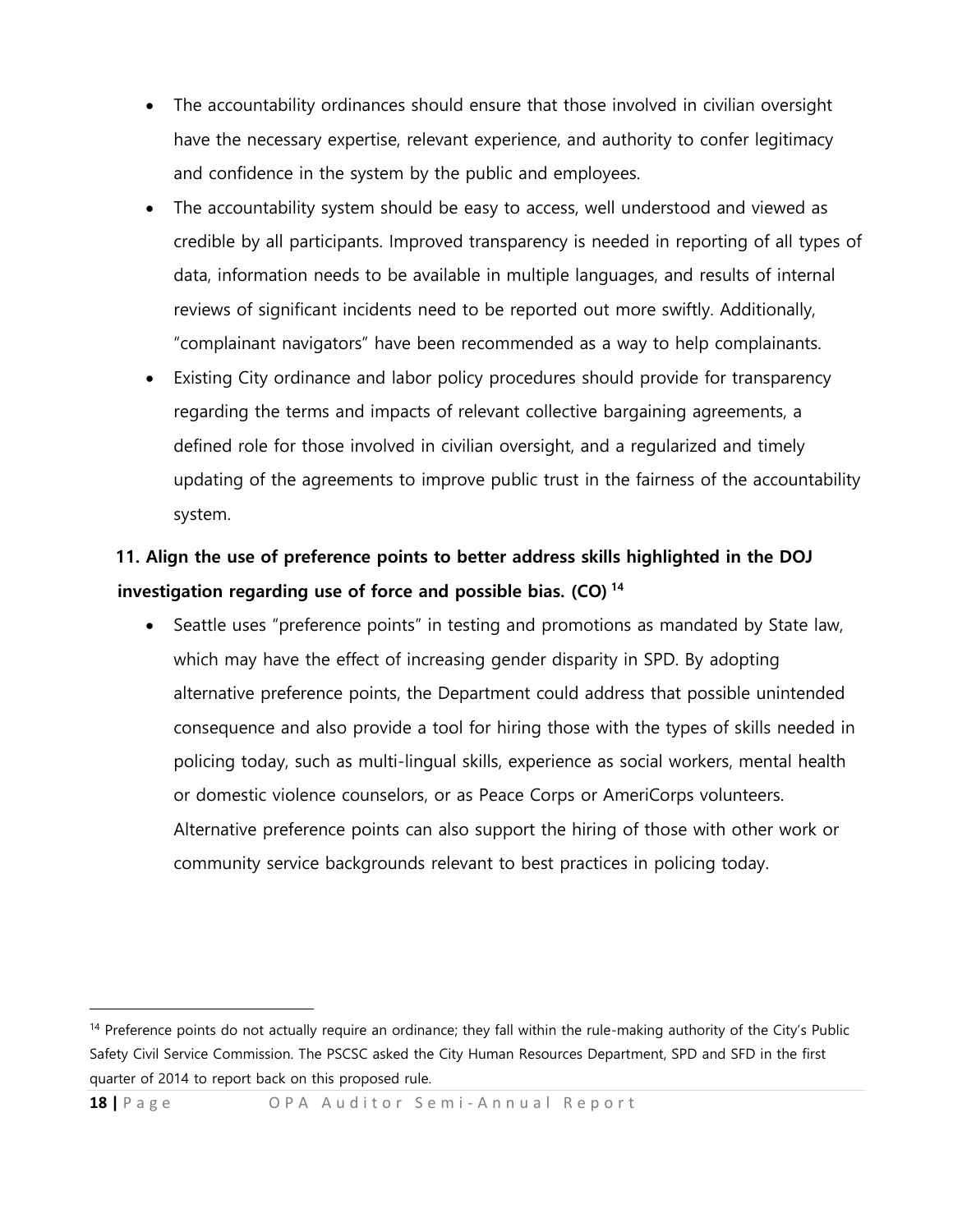- The accountability ordinances should ensure that those involved in civilian oversight have the necessary expertise, relevant experience, and authority to confer legitimacy and confidence in the system by the public and employees.
- The accountability system should be easy to access, well understood and viewed as credible by all participants. Improved transparency is needed in reporting of all types of data, information needs to be available in multiple languages, and results of internal reviews of significant incidents need to be reported out more swiftly. Additionally, "complainant navigators" have been recommended as a way to help complainants.
- Existing City ordinance and labor policy procedures should provide for transparency regarding the terms and impacts of relevant collective bargaining agreements, a defined role for those involved in civilian oversight, and a regularized and timely updating of the agreements to improve public trust in the fairness of the accountability system.

**11. Align the use of preference points to better address skills highlighted in the DOJ investigation regarding use of force and possible bias. (CO) [14]**

- Seattle uses "preference points" in testing and promotions as mandated by State law, which may have the effect of increasing gender disparity in SPD. By adopting alternative preference points, the Department could address that possible unintended consequence and also provide a tool for hiring those with the types of skills needed in policing today, such as multi-lingual skills, experience as social workers, mental health or domestic violence counselors, or as Peace Corps or AmeriCorps volunteers. Alternative preference points can also support the hiring of those with other work or community service backgrounds relevant to best practices in policing today.

---

[14] Preference points do not actually require an ordinance; they fall within the rule-making authority of the City's Public Safety Civil Service Commission. The PSCSC asked the City Human Resources Department, SPD and SFD in the first quarter of 2014 to report back on this proposed rule.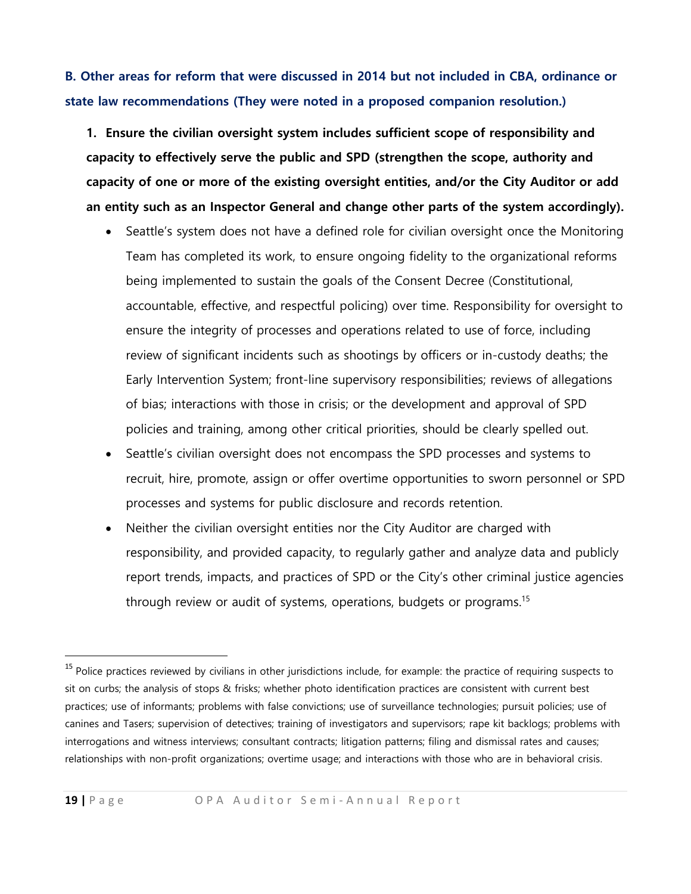### B. Other areas for reform that were discussed in 2014 but not included in CBA, ordinance or state law recommendations (They were noted in a proposed companion resolution.)

**1. Ensure the civilian oversight system includes sufficient scope of responsibility and capacity to effectively serve the public and SPD (strengthen the scope, authority and capacity of one or more of the existing oversight entities, and/or the City Auditor or add an entity such as an Inspector General and change other parts of the system accordingly).**

- Seattle's system does not have a defined role for civilian oversight once the Monitoring Team has completed its work, to ensure ongoing fidelity to the organizational reforms being implemented to sustain the goals of the Consent Decree (Constitutional, accountable, effective, and respectful policing) over time. Responsibility for oversight to ensure the integrity of processes and operations related to use of force, including review of significant incidents such as shootings by officers or in-custody deaths; the Early Intervention System; front-line supervisory responsibilities; reviews of allegations of bias; interactions with those in crisis; or the development and approval of SPD policies and training, among other critical priorities, should be clearly spelled out.
- Seattle's civilian oversight does not encompass the SPD processes and systems to recruit, hire, promote, assign or offer overtime opportunities to sworn personnel or SPD processes and systems for public disclosure and records retention.
- Neither the civilian oversight entities nor the City Auditor are charged with responsibility, and provided capacity, to regularly gather and analyze data and publicly report trends, impacts, and practices of SPD or the City's other criminal justice agencies through review or audit of systems, operations, budgets or programs.[15]

[15] Police practices reviewed by civilians in other jurisdictions include, for example: the practice of requiring suspects to sit on curbs; the analysis of stops & frisks; whether photo identification practices are consistent with current best practices; use of informants; problems with false convictions; use of surveillance technologies; pursuit policies; use of canines and Tasers; supervision of detectives; training of investigators and supervisors; rape kit backlogs; problems with interrogations and witness interviews; consultant contracts; litigation patterns; filing and dismissal rates and causes; relationships with non-profit organizations; overtime usage; and interactions with those who are in behavioral crisis.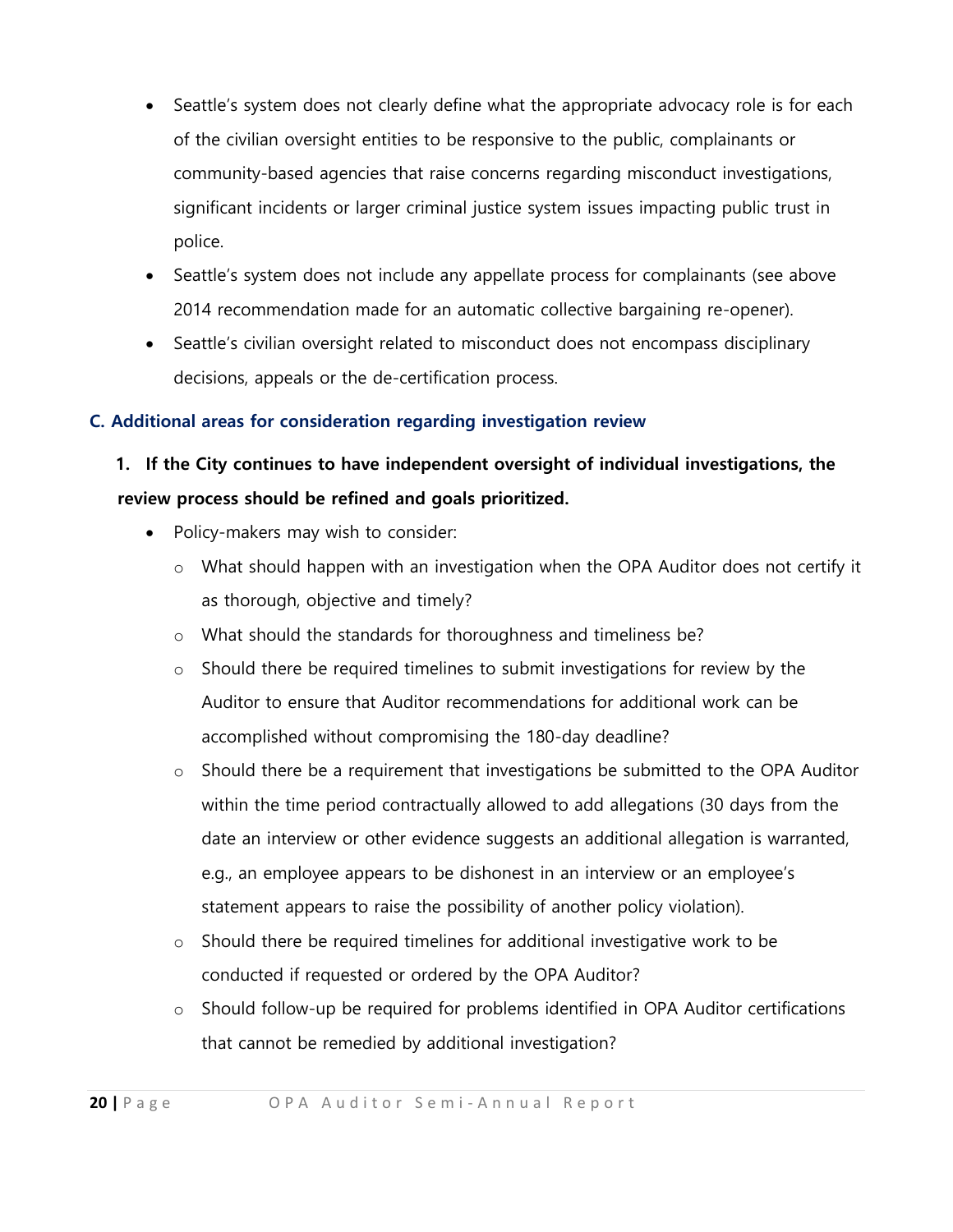- Seattle's system does not clearly define what the appropriate advocacy role is for each of the civilian oversight entities to be responsive to the public, complainants or community-based agencies that raise concerns regarding misconduct investigations, significant incidents or larger criminal justice system issues impacting public trust in police.
- Seattle's system does not include any appellate process for complainants (see above 2014 recommendation made for an automatic collective bargaining re-opener).
- Seattle's civilian oversight related to misconduct does not encompass disciplinary decisions, appeals or the de-certification process.

### C. Additional areas for consideration regarding investigation review

**1. If the City continues to have independent oversight of individual investigations, the review process should be refined and goals prioritized.**

- Policy-makers may wish to consider:
  - What should happen with an investigation when the OPA Auditor does not certify it as thorough, objective and timely?
  - What should the standards for thoroughness and timeliness be?
  - Should there be required timelines to submit investigations for review by the Auditor to ensure that Auditor recommendations for additional work can be accomplished without compromising the 180-day deadline?
  - Should there be a requirement that investigations be submitted to the OPA Auditor within the time period contractually allowed to add allegations (30 days from the date an interview or other evidence suggests an additional allegation is warranted, e.g., an employee appears to be dishonest in an interview or an employee's statement appears to raise the possibility of another policy violation).
  - Should there be required timelines for additional investigative work to be conducted if requested or ordered by the OPA Auditor?
  - Should follow-up be required for problems identified in OPA Auditor certifications that cannot be remedied by additional investigation?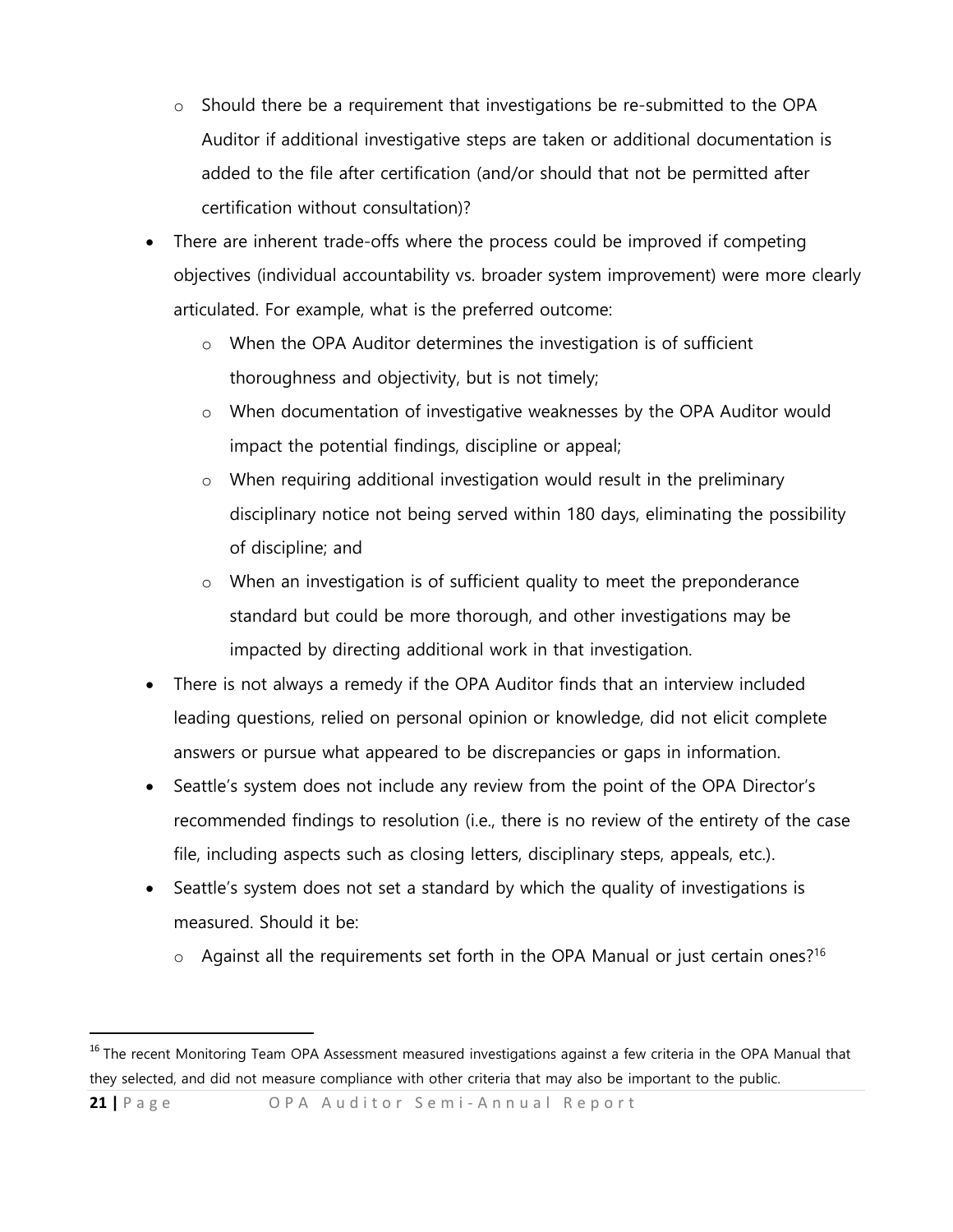- Should there be a requirement that investigations be re-submitted to the OPA Auditor if additional investigative steps are taken or additional documentation is added to the file after certification (and/or should that not be permitted after certification without consultation)?
- There are inherent trade-offs where the process could be improved if competing objectives (individual accountability vs. broader system improvement) were more clearly articulated. For example, what is the preferred outcome:
  - When the OPA Auditor determines the investigation is of sufficient thoroughness and objectivity, but is not timely;
  - When documentation of investigative weaknesses by the OPA Auditor would impact the potential findings, discipline or appeal;
  - When requiring additional investigation would result in the preliminary disciplinary notice not being served within 180 days, eliminating the possibility of discipline; and
  - When an investigation is of sufficient quality to meet the preponderance standard but could be more thorough, and other investigations may be impacted by directing additional work in that investigation.
- There is not always a remedy if the OPA Auditor finds that an interview included leading questions, relied on personal opinion or knowledge, did not elicit complete answers or pursue what appeared to be discrepancies or gaps in information.
- Seattle's system does not include any review from the point of the OPA Director's recommended findings to resolution (i.e., there is no review of the entirety of the case file, including aspects such as closing letters, disciplinary steps, appeals, etc.).
- Seattle's system does not set a standard by which the quality of investigations is measured. Should it be:
  - Against all the requirements set forth in the OPA Manual or just certain ones?[16]

[16] The recent Monitoring Team OPA Assessment measured investigations against a few criteria in the OPA Manual that they selected, and did not measure compliance with other criteria that may also be important to the public.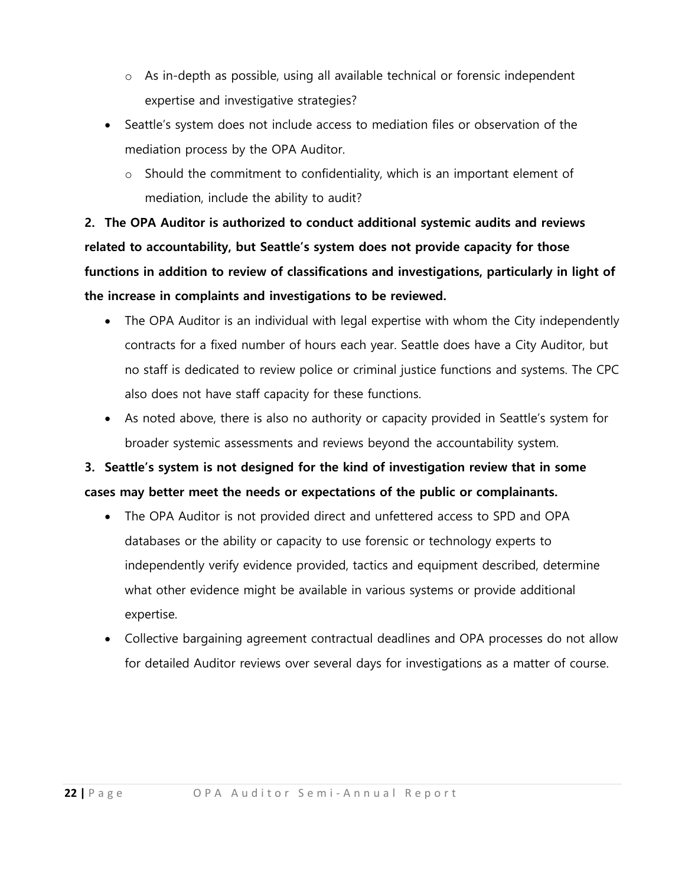- As in-depth as possible, using all available technical or forensic independent expertise and investigative strategies?
- Seattle's system does not include access to mediation files or observation of the mediation process by the OPA Auditor.
  - Should the commitment to confidentiality, which is an important element of mediation, include the ability to audit?

**2. The OPA Auditor is authorized to conduct additional systemic audits and reviews related to accountability, but Seattle's system does not provide capacity for those functions in addition to review of classifications and investigations, particularly in light of the increase in complaints and investigations to be reviewed.**

- The OPA Auditor is an individual with legal expertise with whom the City independently contracts for a fixed number of hours each year. Seattle does have a City Auditor, but no staff is dedicated to review police or criminal justice functions and systems. The CPC also does not have staff capacity for these functions.
- As noted above, there is also no authority or capacity provided in Seattle's system for broader systemic assessments and reviews beyond the accountability system.

**3. Seattle's system is not designed for the kind of investigation review that in some cases may better meet the needs or expectations of the public or complainants.**

- The OPA Auditor is not provided direct and unfettered access to SPD and OPA databases or the ability or capacity to use forensic or technology experts to independently verify evidence provided, tactics and equipment described, determine what other evidence might be available in various systems or provide additional expertise.
- Collective bargaining agreement contractual deadlines and OPA processes do not allow for detailed Auditor reviews over several days for investigations as a matter of course.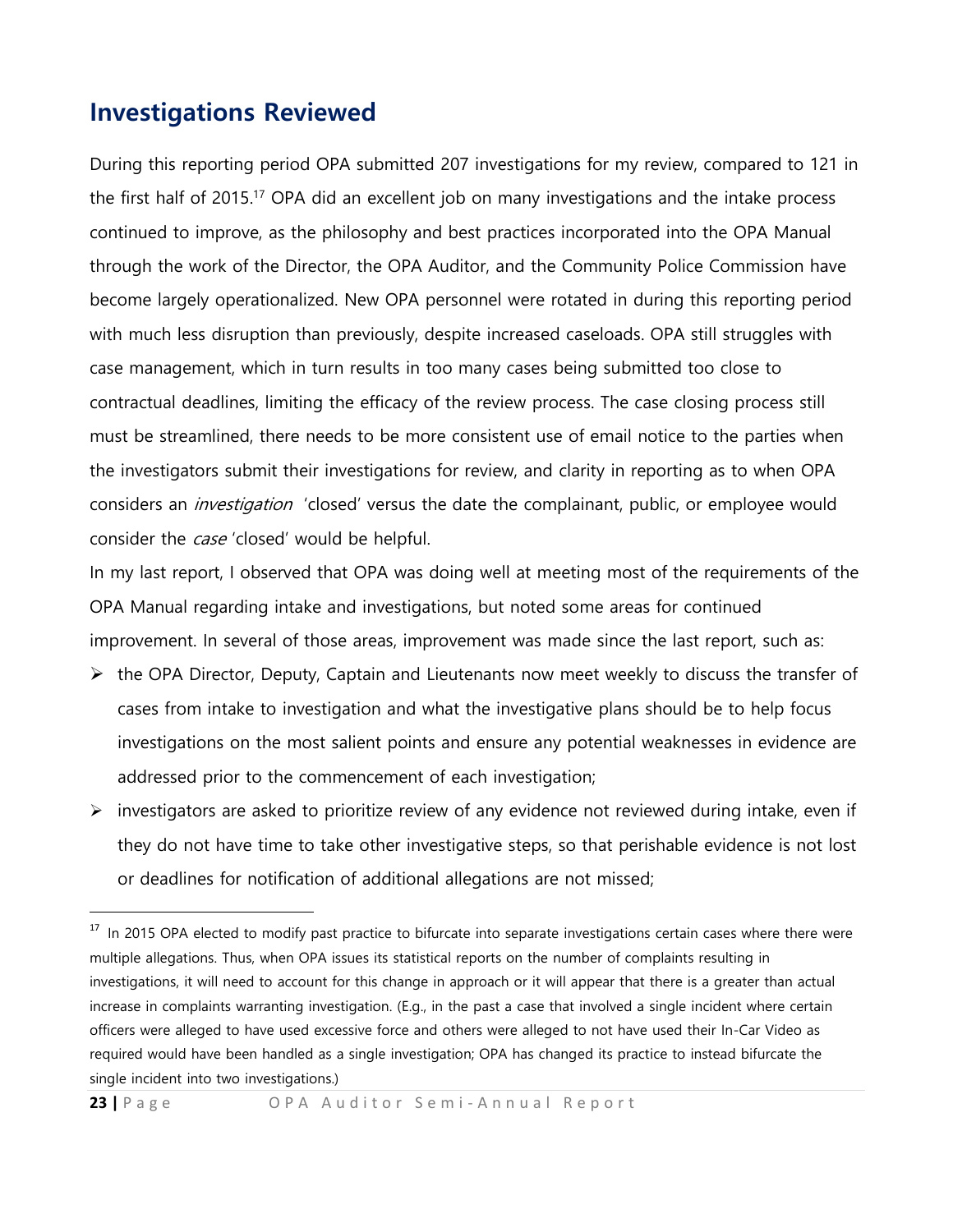## Investigations Reviewed

During this reporting period OPA submitted 207 investigations for my review, compared to 121 in the first half of 2015.[17] OPA did an excellent job on many investigations and the intake process continued to improve, as the philosophy and best practices incorporated into the OPA Manual through the work of the Director, the OPA Auditor, and the Community Police Commission have become largely operationalized. New OPA personnel were rotated in during this reporting period with much less disruption than previously, despite increased caseloads. OPA still struggles with case management, which in turn results in too many cases being submitted too close to contractual deadlines, limiting the efficacy of the review process. The case closing process still must be streamlined, there needs to be more consistent use of email notice to the parties when the investigators submit their investigations for review, and clarity in reporting as to when OPA considers an *investigation* 'closed' versus the date the complainant, public, or employee would consider the *case* 'closed' would be helpful.

In my last report, I observed that OPA was doing well at meeting most of the requirements of the OPA Manual regarding intake and investigations, but noted some areas for continued improvement. In several of those areas, improvement was made since the last report, such as:

- the OPA Director, Deputy, Captain and Lieutenants now meet weekly to discuss the transfer of cases from intake to investigation and what the investigative plans should be to help focus investigations on the most salient points and ensure any potential weaknesses in evidence are addressed prior to the commencement of each investigation;
- investigators are asked to prioritize review of any evidence not reviewed during intake, even if they do not have time to take other investigative steps, so that perishable evidence is not lost or deadlines for notification of additional allegations are not missed;

---

[17] In 2015 OPA elected to modify past practice to bifurcate into separate investigations certain cases where there were multiple allegations. Thus, when OPA issues its statistical reports on the number of complaints resulting in investigations, it will need to account for this change in approach or it will appear that there is a greater than actual increase in complaints warranting investigation. (E.g., in the past a case that involved a single incident where certain officers were alleged to have used excessive force and others were alleged to not have used their In-Car Video as required would have been handled as a single investigation; OPA has changed its practice to instead bifurcate the single incident into two investigations.)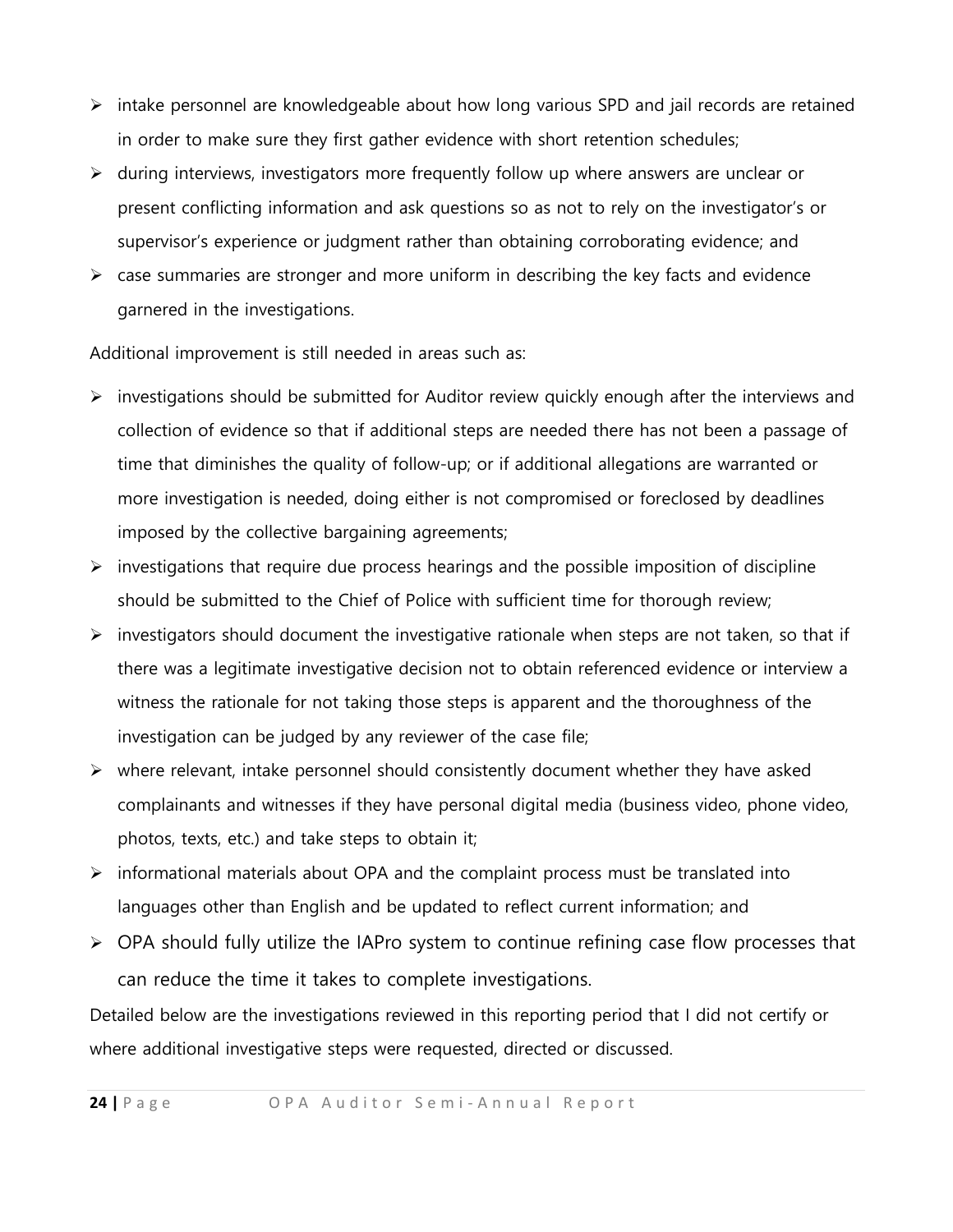- intake personnel are knowledgeable about how long various SPD and jail records are retained in order to make sure they first gather evidence with short retention schedules;
- during interviews, investigators more frequently follow up where answers are unclear or present conflicting information and ask questions so as not to rely on the investigator's or supervisor's experience or judgment rather than obtaining corroborating evidence; and
- case summaries are stronger and more uniform in describing the key facts and evidence garnered in the investigations.

Additional improvement is still needed in areas such as:

- investigations should be submitted for Auditor review quickly enough after the interviews and collection of evidence so that if additional steps are needed there has not been a passage of time that diminishes the quality of follow-up; or if additional allegations are warranted or more investigation is needed, doing either is not compromised or foreclosed by deadlines imposed by the collective bargaining agreements;
- investigations that require due process hearings and the possible imposition of discipline should be submitted to the Chief of Police with sufficient time for thorough review;
- investigators should document the investigative rationale when steps are not taken, so that if there was a legitimate investigative decision not to obtain referenced evidence or interview a witness the rationale for not taking those steps is apparent and the thoroughness of the investigation can be judged by any reviewer of the case file;
- where relevant, intake personnel should consistently document whether they have asked complainants and witnesses if they have personal digital media (business video, phone video, photos, texts, etc.) and take steps to obtain it;
- informational materials about OPA and the complaint process must be translated into languages other than English and be updated to reflect current information; and
- OPA should fully utilize the IAPro system to continue refining case flow processes that can reduce the time it takes to complete investigations.

Detailed below are the investigations reviewed in this reporting period that I did not certify or where additional investigative steps were requested, directed or discussed.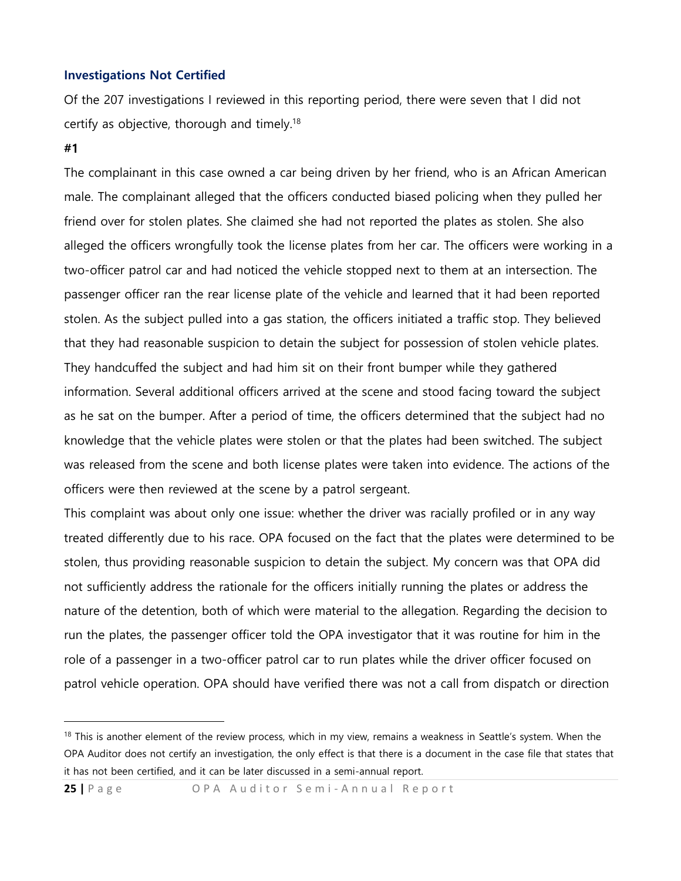### Investigations Not Certified

Of the 207 investigations I reviewed in this reporting period, there were seven that I did not certify as objective, thorough and timely.[18]

**#1**

The complainant in this case owned a car being driven by her friend, who is an African American male. The complainant alleged that the officers conducted biased policing when they pulled her friend over for stolen plates. She claimed she had not reported the plates as stolen. She also alleged the officers wrongfully took the license plates from her car. The officers were working in a two-officer patrol car and had noticed the vehicle stopped next to them at an intersection. The passenger officer ran the rear license plate of the vehicle and learned that it had been reported stolen. As the subject pulled into a gas station, the officers initiated a traffic stop. They believed that they had reasonable suspicion to detain the subject for possession of stolen vehicle plates. They handcuffed the subject and had him sit on their front bumper while they gathered information. Several additional officers arrived at the scene and stood facing toward the subject as he sat on the bumper. After a period of time, the officers determined that the subject had no knowledge that the vehicle plates were stolen or that the plates had been switched. The subject was released from the scene and both license plates were taken into evidence. The actions of the officers were then reviewed at the scene by a patrol sergeant.

This complaint was about only one issue: whether the driver was racially profiled or in any way treated differently due to his race. OPA focused on the fact that the plates were determined to be stolen, thus providing reasonable suspicion to detain the subject. My concern was that OPA did not sufficiently address the rationale for the officers initially running the plates or address the nature of the detention, both of which were material to the allegation. Regarding the decision to run the plates, the passenger officer told the OPA investigator that it was routine for him in the role of a passenger in a two-officer patrol car to run plates while the driver officer focused on patrol vehicle operation. OPA should have verified there was not a call from dispatch or direction

[18] This is another element of the review process, which in my view, remains a weakness in Seattle's system. When the OPA Auditor does not certify an investigation, the only effect is that there is a document in the case file that states that it has not been certified, and it can be later discussed in a semi-annual report.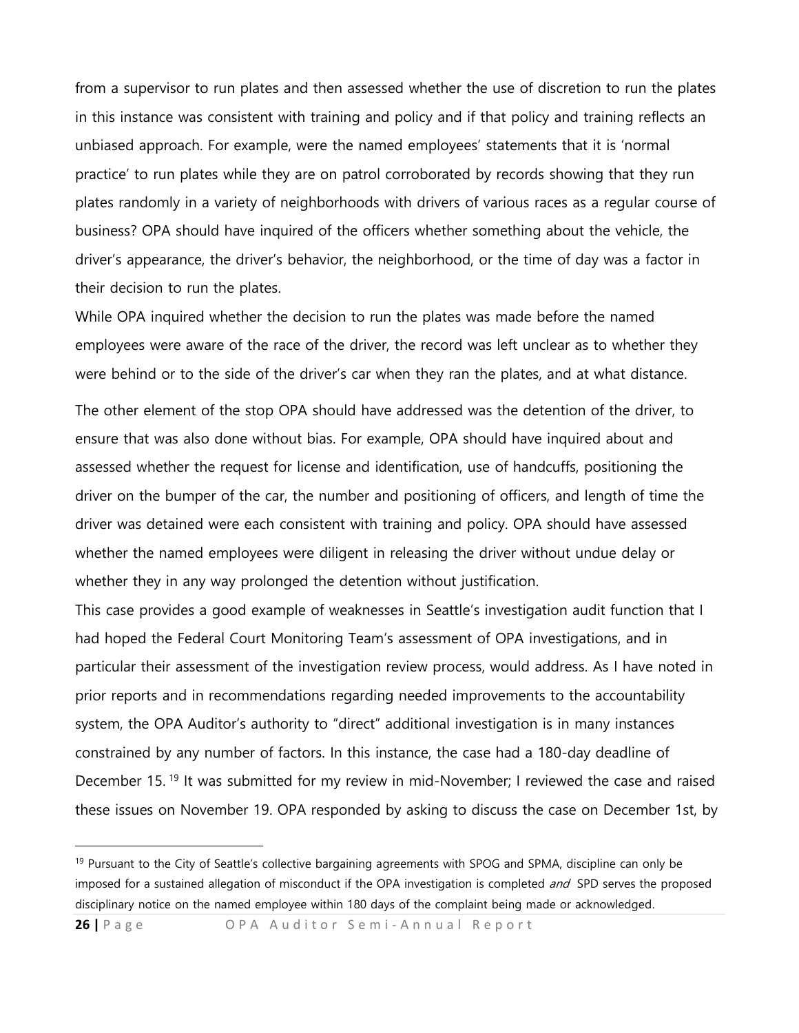from a supervisor to run plates and then assessed whether the use of discretion to run the plates in this instance was consistent with training and policy and if that policy and training reflects an unbiased approach. For example, were the named employees' statements that it is 'normal practice' to run plates while they are on patrol corroborated by records showing that they run plates randomly in a variety of neighborhoods with drivers of various races as a regular course of business? OPA should have inquired of the officers whether something about the vehicle, the driver's appearance, the driver's behavior, the neighborhood, or the time of day was a factor in their decision to run the plates.

While OPA inquired whether the decision to run the plates was made before the named employees were aware of the race of the driver, the record was left unclear as to whether they were behind or to the side of the driver's car when they ran the plates, and at what distance.

The other element of the stop OPA should have addressed was the detention of the driver, to ensure that was also done without bias. For example, OPA should have inquired about and assessed whether the request for license and identification, use of handcuffs, positioning the driver on the bumper of the car, the number and positioning of officers, and length of time the driver was detained were each consistent with training and policy. OPA should have assessed whether the named employees were diligent in releasing the driver without undue delay or whether they in any way prolonged the detention without justification.

This case provides a good example of weaknesses in Seattle's investigation audit function that I had hoped the Federal Court Monitoring Team's assessment of OPA investigations, and in particular their assessment of the investigation review process, would address. As I have noted in prior reports and in recommendations regarding needed improvements to the accountability system, the OPA Auditor's authority to "direct" additional investigation is in many instances constrained by any number of factors. In this instance, the case had a 180-day deadline of December 15.[19] It was submitted for my review in mid-November; I reviewed the case and raised these issues on November 19. OPA responded by asking to discuss the case on December 1st, by

---

[19] Pursuant to the City of Seattle's collective bargaining agreements with SPOG and SPMA, discipline can only be imposed for a sustained allegation of misconduct if the OPA investigation is completed *and* SPD serves the proposed disciplinary notice on the named employee within 180 days of the complaint being made or acknowledged.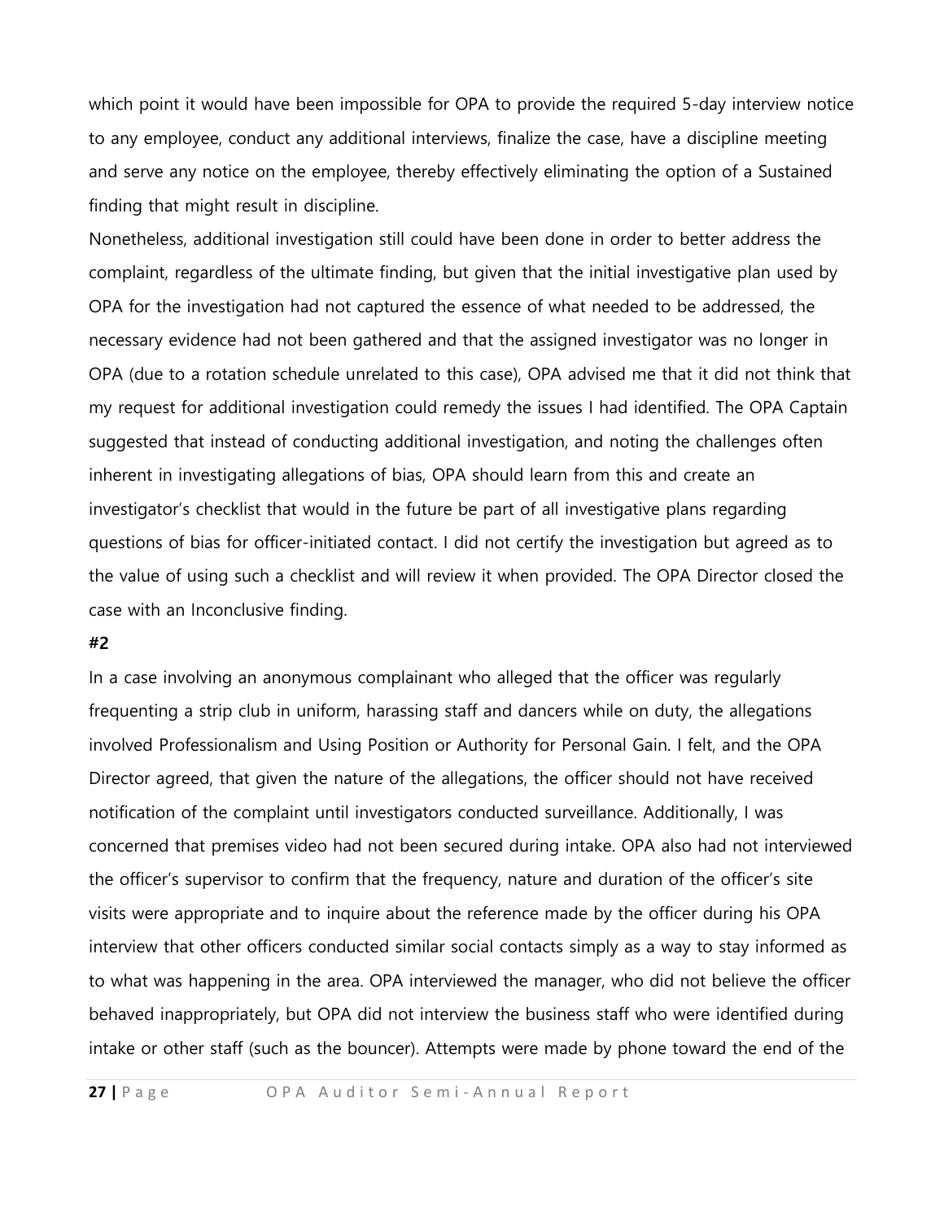which point it would have been impossible for OPA to provide the required 5-day interview notice to any employee, conduct any additional interviews, finalize the case, have a discipline meeting and serve any notice on the employee, thereby effectively eliminating the option of a Sustained finding that might result in discipline.

Nonetheless, additional investigation still could have been done in order to better address the complaint, regardless of the ultimate finding, but given that the initial investigative plan used by OPA for the investigation had not captured the essence of what needed to be addressed, the necessary evidence had not been gathered and that the assigned investigator was no longer in OPA (due to a rotation schedule unrelated to this case), OPA advised me that it did not think that my request for additional investigation could remedy the issues I had identified. The OPA Captain suggested that instead of conducting additional investigation, and noting the challenges often inherent in investigating allegations of bias, OPA should learn from this and create an investigator's checklist that would in the future be part of all investigative plans regarding questions of bias for officer-initiated contact. I did not certify the investigation but agreed as to the value of using such a checklist and will review it when provided. The OPA Director closed the case with an Inconclusive finding.

**#2**

In a case involving an anonymous complainant who alleged that the officer was regularly frequenting a strip club in uniform, harassing staff and dancers while on duty, the allegations involved Professionalism and Using Position or Authority for Personal Gain. I felt, and the OPA Director agreed, that given the nature of the allegations, the officer should not have received notification of the complaint until investigators conducted surveillance. Additionally, I was concerned that premises video had not been secured during intake. OPA also had not interviewed the officer's supervisor to confirm that the frequency, nature and duration of the officer's site visits were appropriate and to inquire about the reference made by the officer during his OPA interview that other officers conducted similar social contacts simply as a way to stay informed as to what was happening in the area. OPA interviewed the manager, who did not believe the officer behaved inappropriately, but OPA did not interview the business staff who were identified during intake or other staff (such as the bouncer). Attempts were made by phone toward the end of the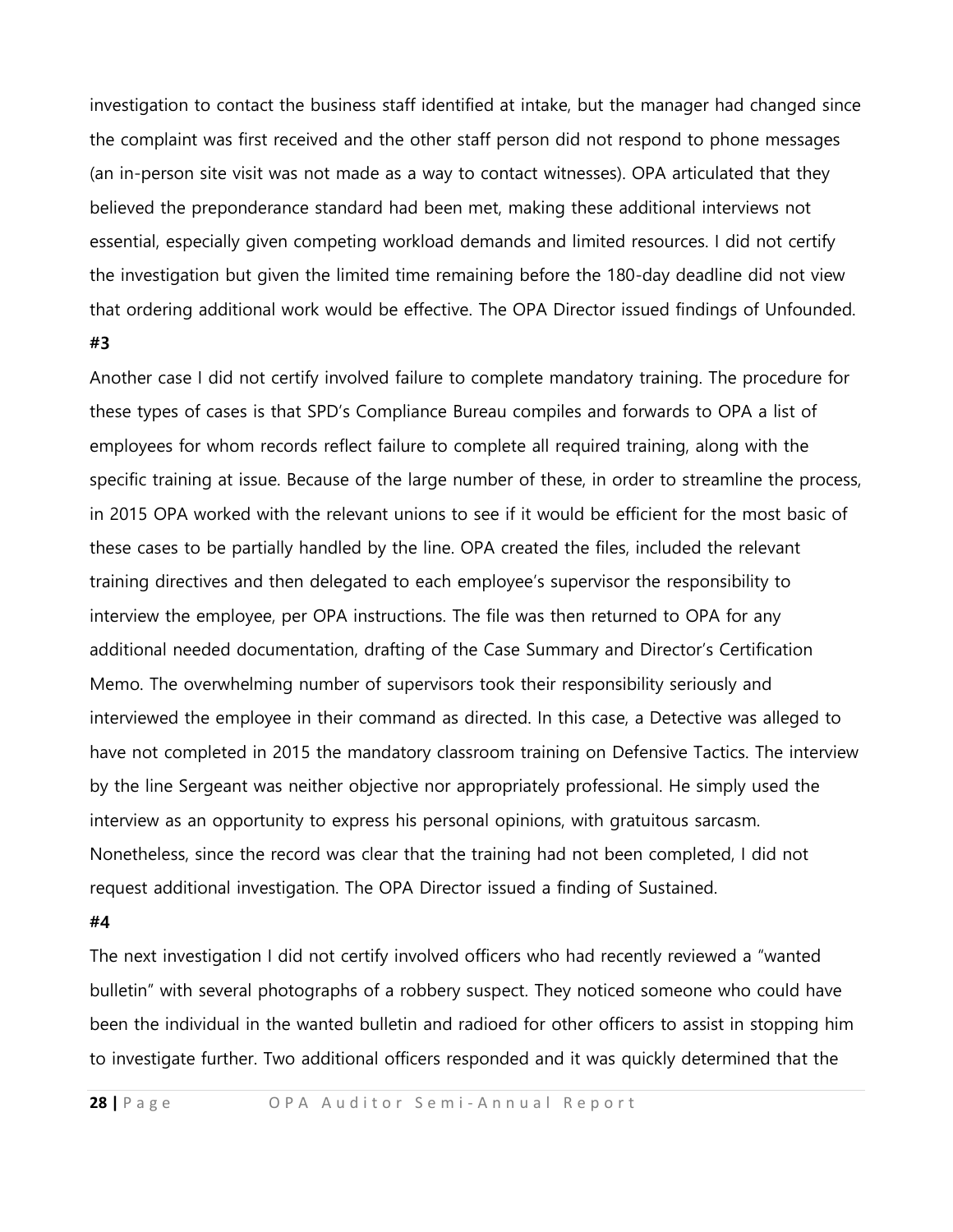investigation to contact the business staff identified at intake, but the manager had changed since the complaint was first received and the other staff person did not respond to phone messages (an in-person site visit was not made as a way to contact witnesses). OPA articulated that they believed the preponderance standard had been met, making these additional interviews not essential, especially given competing workload demands and limited resources. I did not certify the investigation but given the limited time remaining before the 180-day deadline did not view that ordering additional work would be effective. The OPA Director issued findings of Unfounded.

**#3**

Another case I did not certify involved failure to complete mandatory training. The procedure for these types of cases is that SPD's Compliance Bureau compiles and forwards to OPA a list of employees for whom records reflect failure to complete all required training, along with the specific training at issue. Because of the large number of these, in order to streamline the process, in 2015 OPA worked with the relevant unions to see if it would be efficient for the most basic of these cases to be partially handled by the line. OPA created the files, included the relevant training directives and then delegated to each employee's supervisor the responsibility to interview the employee, per OPA instructions. The file was then returned to OPA for any additional needed documentation, drafting of the Case Summary and Director's Certification Memo. The overwhelming number of supervisors took their responsibility seriously and interviewed the employee in their command as directed. In this case, a Detective was alleged to have not completed in 2015 the mandatory classroom training on Defensive Tactics. The interview by the line Sergeant was neither objective nor appropriately professional. He simply used the interview as an opportunity to express his personal opinions, with gratuitous sarcasm. Nonetheless, since the record was clear that the training had not been completed, I did not request additional investigation. The OPA Director issued a finding of Sustained.

**#4**

The next investigation I did not certify involved officers who had recently reviewed a "wanted bulletin" with several photographs of a robbery suspect. They noticed someone who could have been the individual in the wanted bulletin and radioed for other officers to assist in stopping him to investigate further. Two additional officers responded and it was quickly determined that the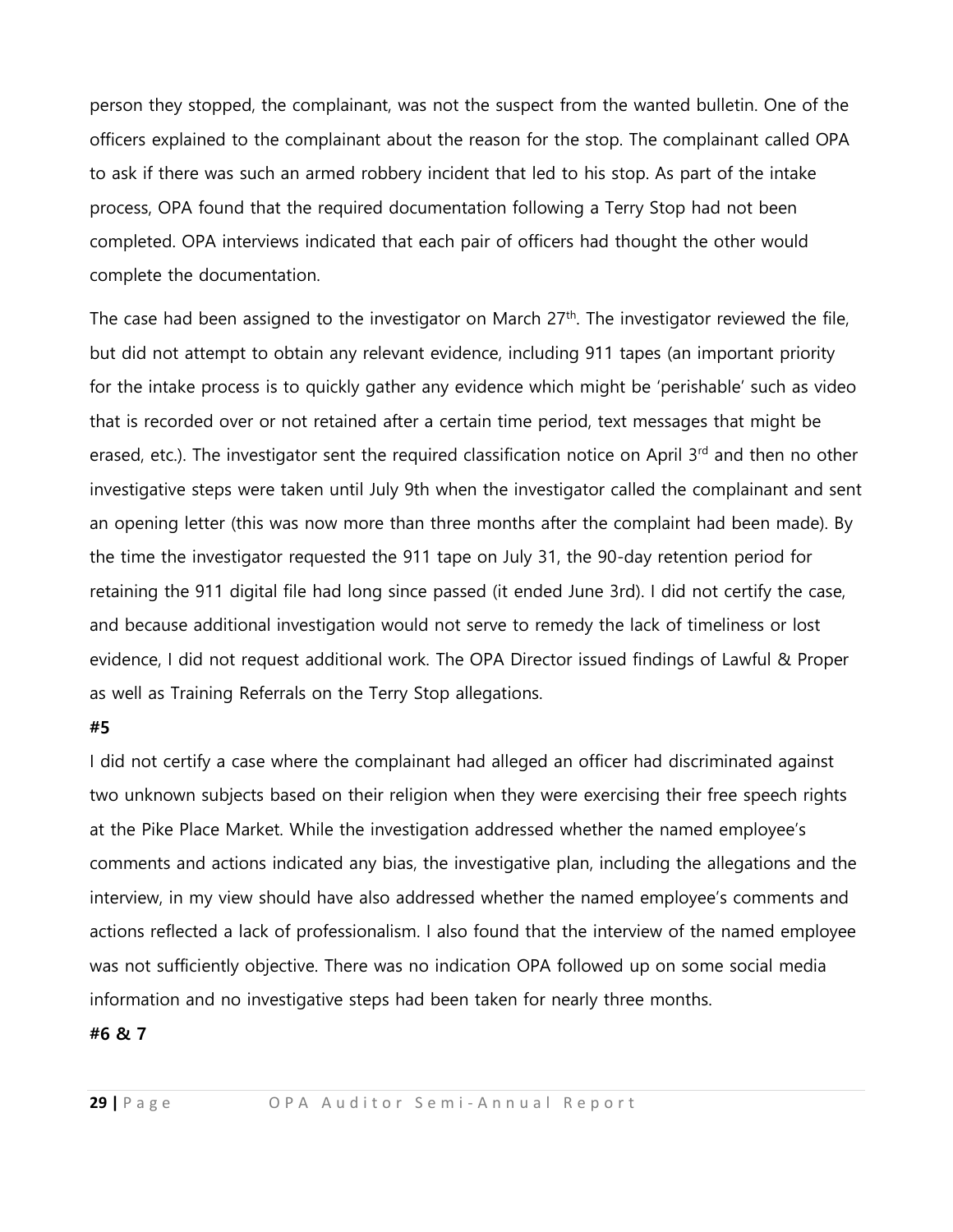person they stopped, the complainant, was not the suspect from the wanted bulletin. One of the officers explained to the complainant about the reason for the stop. The complainant called OPA to ask if there was such an armed robbery incident that led to his stop. As part of the intake process, OPA found that the required documentation following a Terry Stop had not been completed. OPA interviews indicated that each pair of officers had thought the other would complete the documentation.

The case had been assigned to the investigator on March 27th. The investigator reviewed the file, but did not attempt to obtain any relevant evidence, including 911 tapes (an important priority for the intake process is to quickly gather any evidence which might be 'perishable' such as video that is recorded over or not retained after a certain time period, text messages that might be erased, etc.). The investigator sent the required classification notice on April 3rd and then no other investigative steps were taken until July 9th when the investigator called the complainant and sent an opening letter (this was now more than three months after the complaint had been made). By the time the investigator requested the 911 tape on July 31, the 90-day retention period for retaining the 911 digital file had long since passed (it ended June 3rd). I did not certify the case, and because additional investigation would not serve to remedy the lack of timeliness or lost evidence, I did not request additional work. The OPA Director issued findings of Lawful & Proper as well as Training Referrals on the Terry Stop allegations.

**#5**

I did not certify a case where the complainant had alleged an officer had discriminated against two unknown subjects based on their religion when they were exercising their free speech rights at the Pike Place Market. While the investigation addressed whether the named employee's comments and actions indicated any bias, the investigative plan, including the allegations and the interview, in my view should have also addressed whether the named employee's comments and actions reflected a lack of professionalism. I also found that the interview of the named employee was not sufficiently objective. There was no indication OPA followed up on some social media information and no investigative steps had been taken for nearly three months.

**#6 & 7**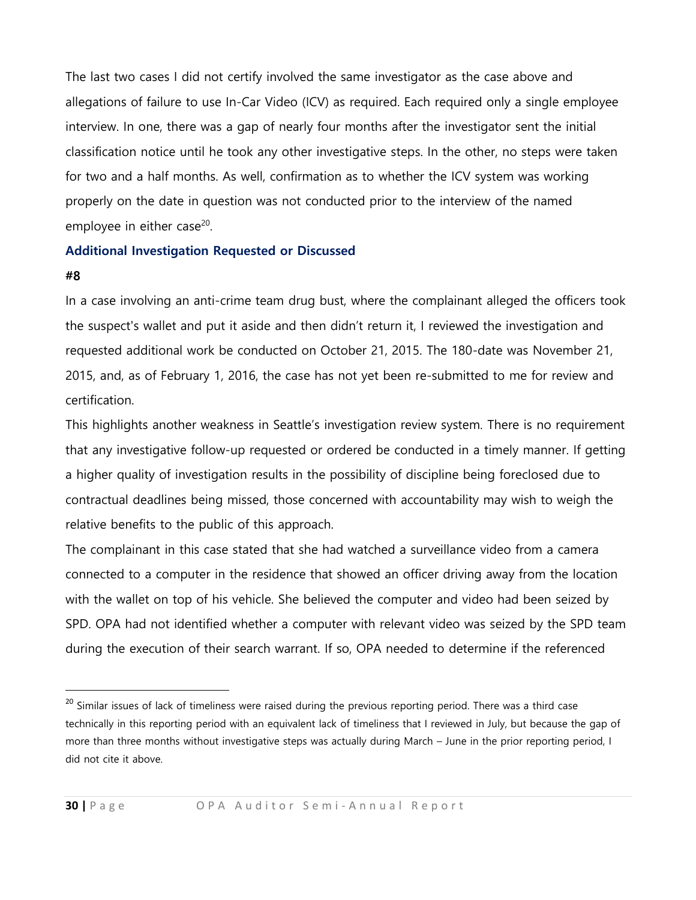The last two cases I did not certify involved the same investigator as the case above and allegations of failure to use In-Car Video (ICV) as required. Each required only a single employee interview. In one, there was a gap of nearly four months after the investigator sent the initial classification notice until he took any other investigative steps. In the other, no steps were taken for two and a half months. As well, confirmation as to whether the ICV system was working properly on the date in question was not conducted prior to the interview of the named employee in either case[20].

### Additional Investigation Requested or Discussed

**#8**

In a case involving an anti-crime team drug bust, where the complainant alleged the officers took the suspect's wallet and put it aside and then didn't return it, I reviewed the investigation and requested additional work be conducted on October 21, 2015. The 180-date was November 21, 2015, and, as of February 1, 2016, the case has not yet been re-submitted to me for review and certification.

This highlights another weakness in Seattle's investigation review system. There is no requirement that any investigative follow-up requested or ordered be conducted in a timely manner. If getting a higher quality of investigation results in the possibility of discipline being foreclosed due to contractual deadlines being missed, those concerned with accountability may wish to weigh the relative benefits to the public of this approach.

The complainant in this case stated that she had watched a surveillance video from a camera connected to a computer in the residence that showed an officer driving away from the location with the wallet on top of his vehicle. She believed the computer and video had been seized by SPD. OPA had not identified whether a computer with relevant video was seized by the SPD team during the execution of their search warrant. If so, OPA needed to determine if the referenced

[20] Similar issues of lack of timeliness were raised during the previous reporting period. There was a third case technically in this reporting period with an equivalent lack of timeliness that I reviewed in July, but because the gap of more than three months without investigative steps was actually during March – June in the prior reporting period, I did not cite it above.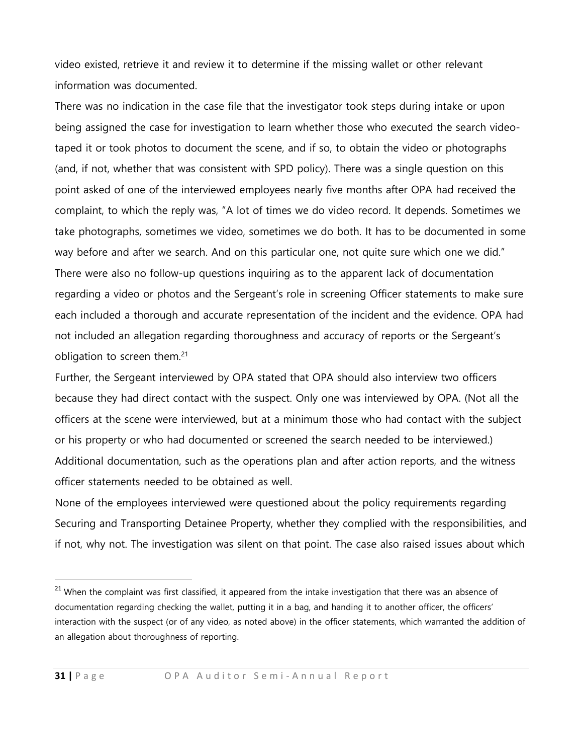video existed, retrieve it and review it to determine if the missing wallet or other relevant information was documented.

There was no indication in the case file that the investigator took steps during intake or upon being assigned the case for investigation to learn whether those who executed the search video-taped it or took photos to document the scene, and if so, to obtain the video or photographs (and, if not, whether that was consistent with SPD policy). There was a single question on this point asked of one of the interviewed employees nearly five months after OPA had received the complaint, to which the reply was, "A lot of times we do video record. It depends. Sometimes we take photographs, sometimes we video, sometimes we do both. It has to be documented in some way before and after we search. And on this particular one, not quite sure which one we did." There were also no follow-up questions inquiring as to the apparent lack of documentation regarding a video or photos and the Sergeant's role in screening Officer statements to make sure each included a thorough and accurate representation of the incident and the evidence. OPA had not included an allegation regarding thoroughness and accuracy of reports or the Sergeant's obligation to screen them.[21]

Further, the Sergeant interviewed by OPA stated that OPA should also interview two officers because they had direct contact with the suspect. Only one was interviewed by OPA. (Not all the officers at the scene were interviewed, but at a minimum those who had contact with the subject or his property or who had documented or screened the search needed to be interviewed.) Additional documentation, such as the operations plan and after action reports, and the witness officer statements needed to be obtained as well.

None of the employees interviewed were questioned about the policy requirements regarding Securing and Transporting Detainee Property, whether they complied with the responsibilities, and if not, why not. The investigation was silent on that point. The case also raised issues about which

---

[21] When the complaint was first classified, it appeared from the intake investigation that there was an absence of documentation regarding checking the wallet, putting it in a bag, and handing it to another officer, the officers' interaction with the suspect (or of any video, as noted above) in the officer statements, which warranted the addition of an allegation about thoroughness of reporting.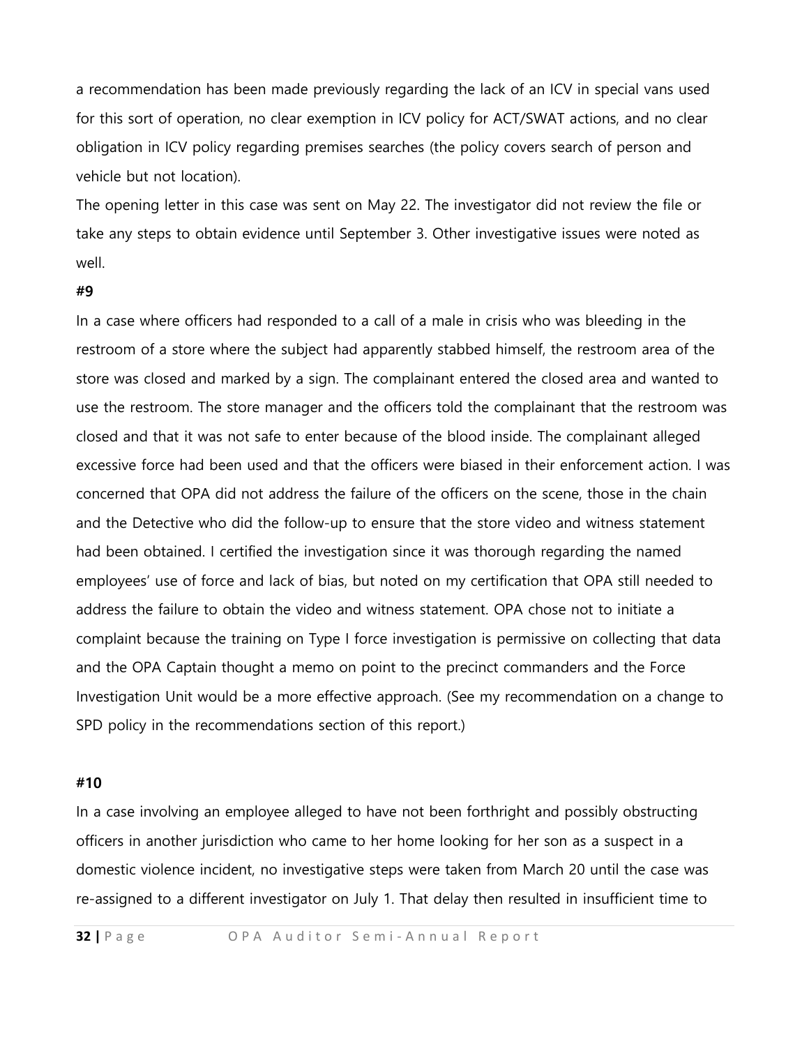a recommendation has been made previously regarding the lack of an ICV in special vans used for this sort of operation, no clear exemption in ICV policy for ACT/SWAT actions, and no clear obligation in ICV policy regarding premises searches (the policy covers search of person and vehicle but not location).

The opening letter in this case was sent on May 22. The investigator did not review the file or take any steps to obtain evidence until September 3. Other investigative issues were noted as well.

**#9**

In a case where officers had responded to a call of a male in crisis who was bleeding in the restroom of a store where the subject had apparently stabbed himself, the restroom area of the store was closed and marked by a sign. The complainant entered the closed area and wanted to use the restroom. The store manager and the officers told the complainant that the restroom was closed and that it was not safe to enter because of the blood inside. The complainant alleged excessive force had been used and that the officers were biased in their enforcement action. I was concerned that OPA did not address the failure of the officers on the scene, those in the chain and the Detective who did the follow-up to ensure that the store video and witness statement had been obtained. I certified the investigation since it was thorough regarding the named employees' use of force and lack of bias, but noted on my certification that OPA still needed to address the failure to obtain the video and witness statement. OPA chose not to initiate a complaint because the training on Type I force investigation is permissive on collecting that data and the OPA Captain thought a memo on point to the precinct commanders and the Force Investigation Unit would be a more effective approach. (See my recommendation on a change to SPD policy in the recommendations section of this report.)

**#10**

In a case involving an employee alleged to have not been forthright and possibly obstructing officers in another jurisdiction who came to her home looking for her son as a suspect in a domestic violence incident, no investigative steps were taken from March 20 until the case was re-assigned to a different investigator on July 1. That delay then resulted in insufficient time to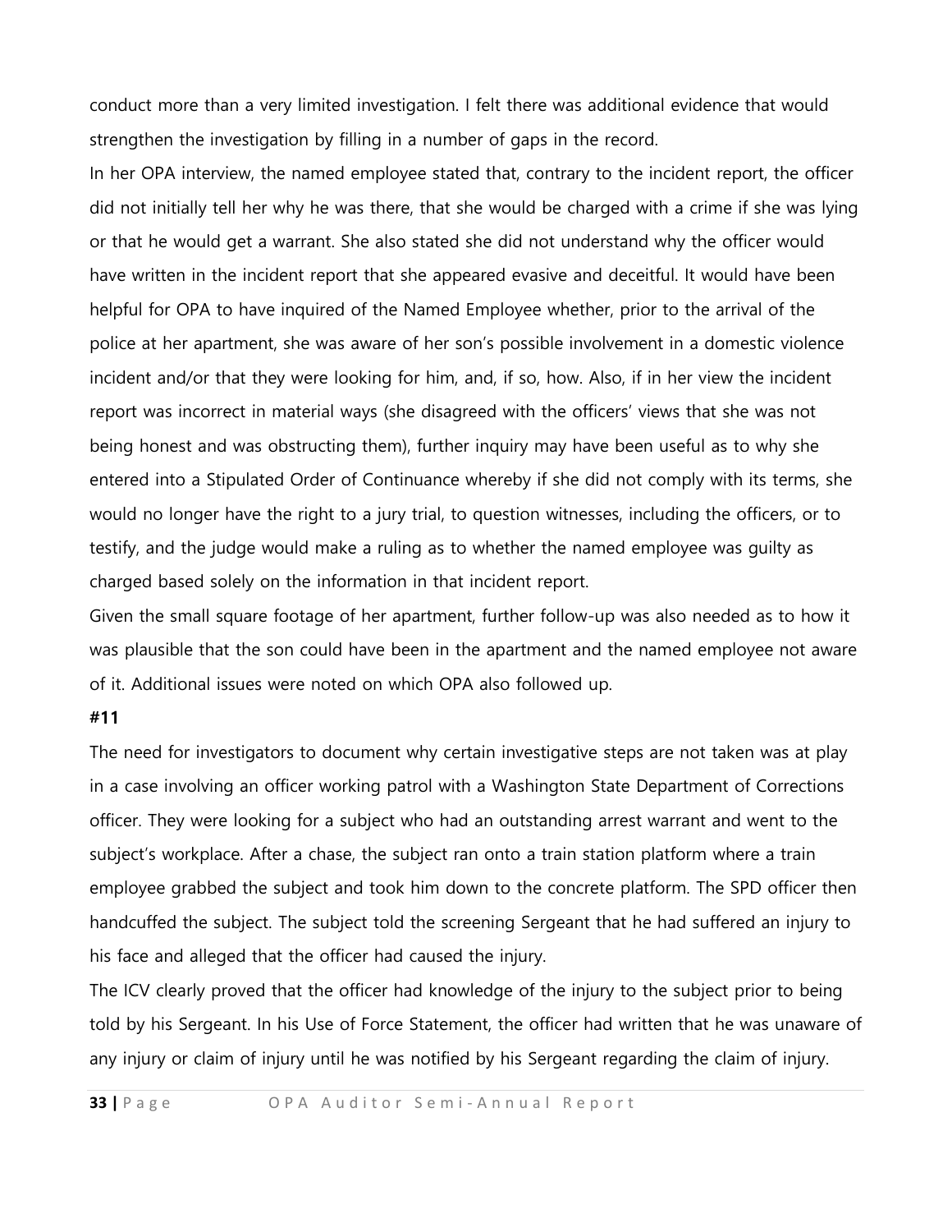conduct more than a very limited investigation. I felt there was additional evidence that would strengthen the investigation by filling in a number of gaps in the record.

In her OPA interview, the named employee stated that, contrary to the incident report, the officer did not initially tell her why he was there, that she would be charged with a crime if she was lying or that he would get a warrant. She also stated she did not understand why the officer would have written in the incident report that she appeared evasive and deceitful. It would have been helpful for OPA to have inquired of the Named Employee whether, prior to the arrival of the police at her apartment, she was aware of her son's possible involvement in a domestic violence incident and/or that they were looking for him, and, if so, how. Also, if in her view the incident report was incorrect in material ways (she disagreed with the officers' views that she was not being honest and was obstructing them), further inquiry may have been useful as to why she entered into a Stipulated Order of Continuance whereby if she did not comply with its terms, she would no longer have the right to a jury trial, to question witnesses, including the officers, or to testify, and the judge would make a ruling as to whether the named employee was guilty as charged based solely on the information in that incident report.

Given the small square footage of her apartment, further follow-up was also needed as to how it was plausible that the son could have been in the apartment and the named employee not aware of it. Additional issues were noted on which OPA also followed up.

**#11**

The need for investigators to document why certain investigative steps are not taken was at play in a case involving an officer working patrol with a Washington State Department of Corrections officer. They were looking for a subject who had an outstanding arrest warrant and went to the subject's workplace. After a chase, the subject ran onto a train station platform where a train employee grabbed the subject and took him down to the concrete platform. The SPD officer then handcuffed the subject. The subject told the screening Sergeant that he had suffered an injury to his face and alleged that the officer had caused the injury.

The ICV clearly proved that the officer had knowledge of the injury to the subject prior to being told by his Sergeant. In his Use of Force Statement, the officer had written that he was unaware of any injury or claim of injury until he was notified by his Sergeant regarding the claim of injury.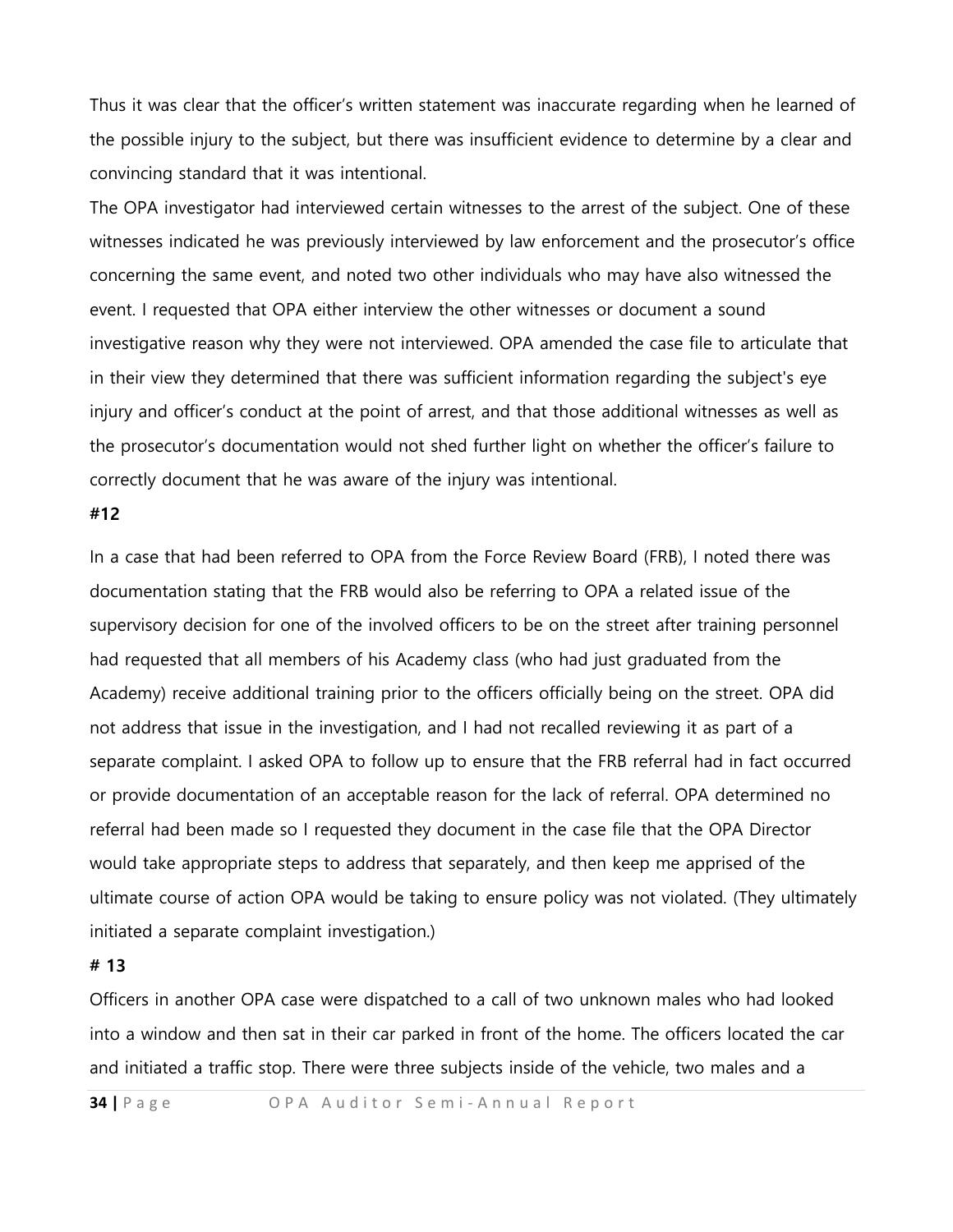Thus it was clear that the officer's written statement was inaccurate regarding when he learned of the possible injury to the subject, but there was insufficient evidence to determine by a clear and convincing standard that it was intentional.

The OPA investigator had interviewed certain witnesses to the arrest of the subject. One of these witnesses indicated he was previously interviewed by law enforcement and the prosecutor's office concerning the same event, and noted two other individuals who may have also witnessed the event. I requested that OPA either interview the other witnesses or document a sound investigative reason why they were not interviewed. OPA amended the case file to articulate that in their view they determined that there was sufficient information regarding the subject's eye injury and officer's conduct at the point of arrest, and that those additional witnesses as well as the prosecutor's documentation would not shed further light on whether the officer's failure to correctly document that he was aware of the injury was intentional.

**#12**

In a case that had been referred to OPA from the Force Review Board (FRB), I noted there was documentation stating that the FRB would also be referring to OPA a related issue of the supervisory decision for one of the involved officers to be on the street after training personnel had requested that all members of his Academy class (who had just graduated from the Academy) receive additional training prior to the officers officially being on the street. OPA did not address that issue in the investigation, and I had not recalled reviewing it as part of a separate complaint. I asked OPA to follow up to ensure that the FRB referral had in fact occurred or provide documentation of an acceptable reason for the lack of referral. OPA determined no referral had been made so I requested they document in the case file that the OPA Director would take appropriate steps to address that separately, and then keep me apprised of the ultimate course of action OPA would be taking to ensure policy was not violated. (They ultimately initiated a separate complaint investigation.)

**# 13**

Officers in another OPA case were dispatched to a call of two unknown males who had looked into a window and then sat in their car parked in front of the home. The officers located the car and initiated a traffic stop. There were three subjects inside of the vehicle, two males and a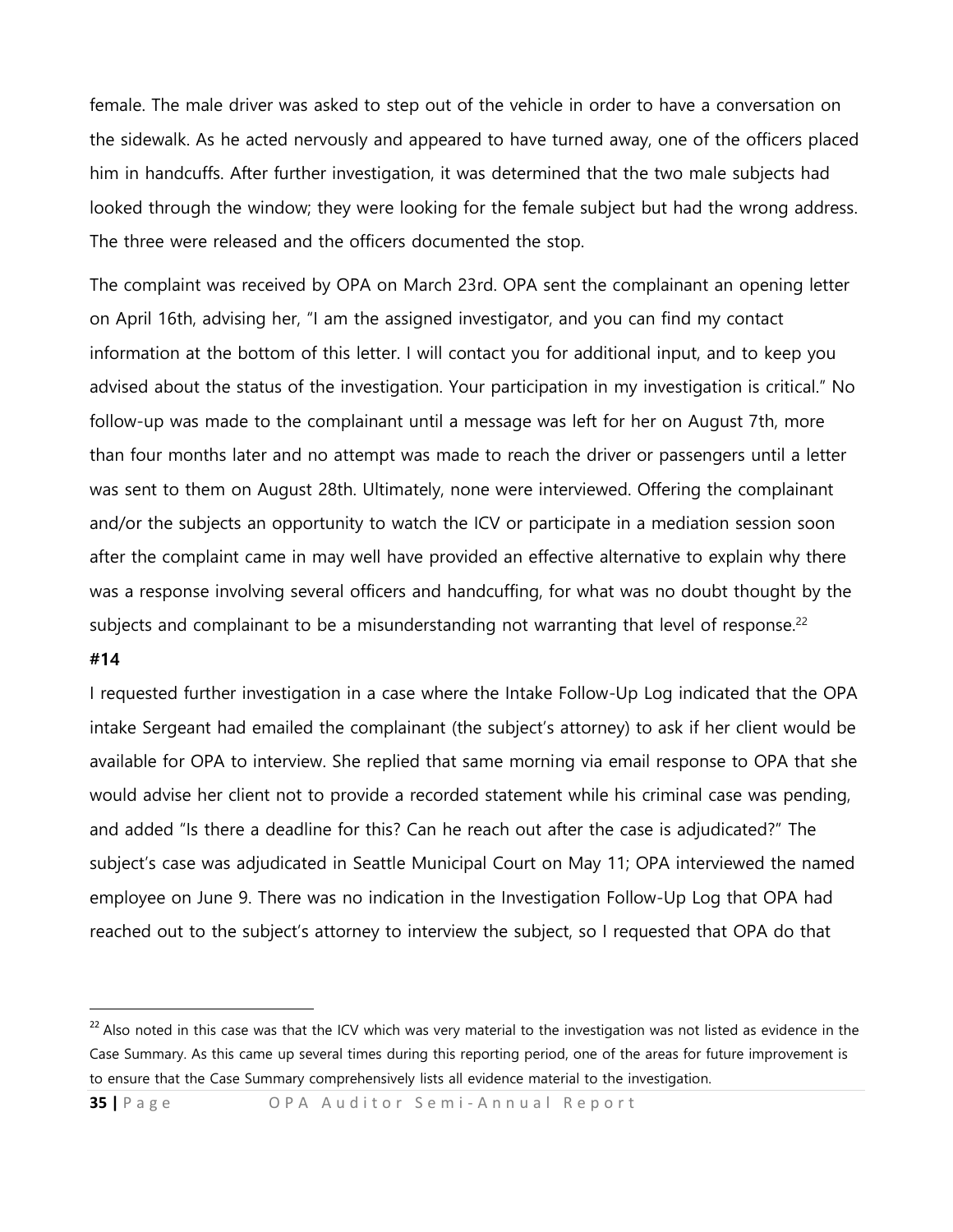female. The male driver was asked to step out of the vehicle in order to have a conversation on the sidewalk. As he acted nervously and appeared to have turned away, one of the officers placed him in handcuffs. After further investigation, it was determined that the two male subjects had looked through the window; they were looking for the female subject but had the wrong address. The three were released and the officers documented the stop.

The complaint was received by OPA on March 23rd. OPA sent the complainant an opening letter on April 16th, advising her, "I am the assigned investigator, and you can find my contact information at the bottom of this letter. I will contact you for additional input, and to keep you advised about the status of the investigation. Your participation in my investigation is critical." No follow-up was made to the complainant until a message was left for her on August 7th, more than four months later and no attempt was made to reach the driver or passengers until a letter was sent to them on August 28th. Ultimately, none were interviewed. Offering the complainant and/or the subjects an opportunity to watch the ICV or participate in a mediation session soon after the complaint came in may well have provided an effective alternative to explain why there was a response involving several officers and handcuffing, for what was no doubt thought by the subjects and complainant to be a misunderstanding not warranting that level of response.[22]

**#14**

I requested further investigation in a case where the Intake Follow-Up Log indicated that the OPA intake Sergeant had emailed the complainant (the subject's attorney) to ask if her client would be available for OPA to interview. She replied that same morning via email response to OPA that she would advise her client not to provide a recorded statement while his criminal case was pending, and added "Is there a deadline for this? Can he reach out after the case is adjudicated?" The subject's case was adjudicated in Seattle Municipal Court on May 11; OPA interviewed the named employee on June 9. There was no indication in the Investigation Follow-Up Log that OPA had reached out to the subject's attorney to interview the subject, so I requested that OPA do that

---

[22] Also noted in this case was that the ICV which was very material to the investigation was not listed as evidence in the Case Summary. As this came up several times during this reporting period, one of the areas for future improvement is to ensure that the Case Summary comprehensively lists all evidence material to the investigation.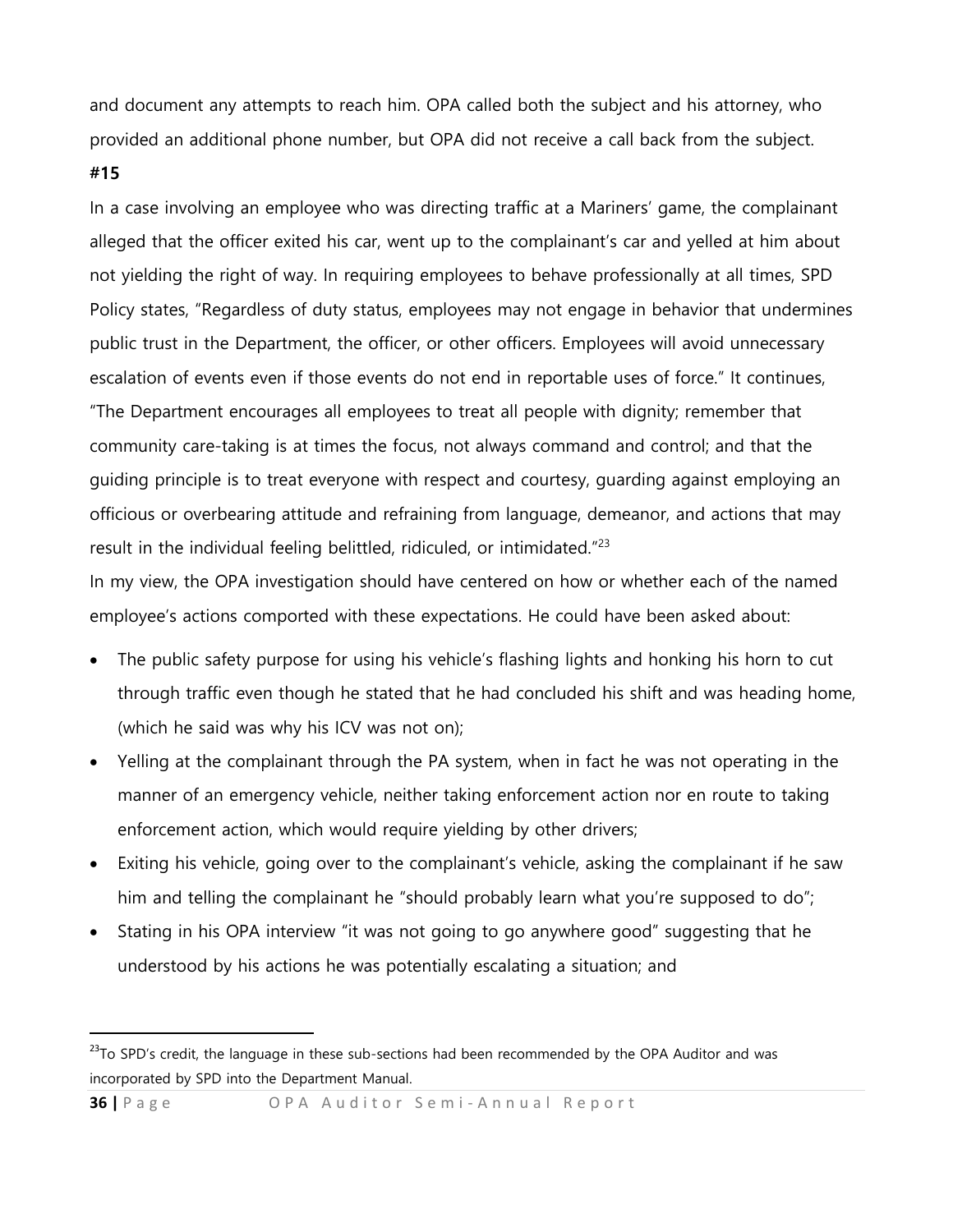and document any attempts to reach him. OPA called both the subject and his attorney, who provided an additional phone number, but OPA did not receive a call back from the subject.

**#15**

In a case involving an employee who was directing traffic at a Mariners' game, the complainant alleged that the officer exited his car, went up to the complainant's car and yelled at him about not yielding the right of way. In requiring employees to behave professionally at all times, SPD Policy states, "Regardless of duty status, employees may not engage in behavior that undermines public trust in the Department, the officer, or other officers. Employees will avoid unnecessary escalation of events even if those events do not end in reportable uses of force." It continues, "The Department encourages all employees to treat all people with dignity; remember that community care-taking is at times the focus, not always command and control; and that the guiding principle is to treat everyone with respect and courtesy, guarding against employing an officious or overbearing attitude and refraining from language, demeanor, and actions that may result in the individual feeling belittled, ridiculed, or intimidated."[23]

In my view, the OPA investigation should have centered on how or whether each of the named employee's actions comported with these expectations. He could have been asked about:

- The public safety purpose for using his vehicle's flashing lights and honking his horn to cut through traffic even though he stated that he had concluded his shift and was heading home, (which he said was why his ICV was not on);
- Yelling at the complainant through the PA system, when in fact he was not operating in the manner of an emergency vehicle, neither taking enforcement action nor en route to taking enforcement action, which would require yielding by other drivers;
- Exiting his vehicle, going over to the complainant's vehicle, asking the complainant if he saw him and telling the complainant he "should probably learn what you're supposed to do";
- Stating in his OPA interview "it was not going to go anywhere good" suggesting that he understood by his actions he was potentially escalating a situation; and

[23] To SPD's credit, the language in these sub-sections had been recommended by the OPA Auditor and was incorporated by SPD into the Department Manual.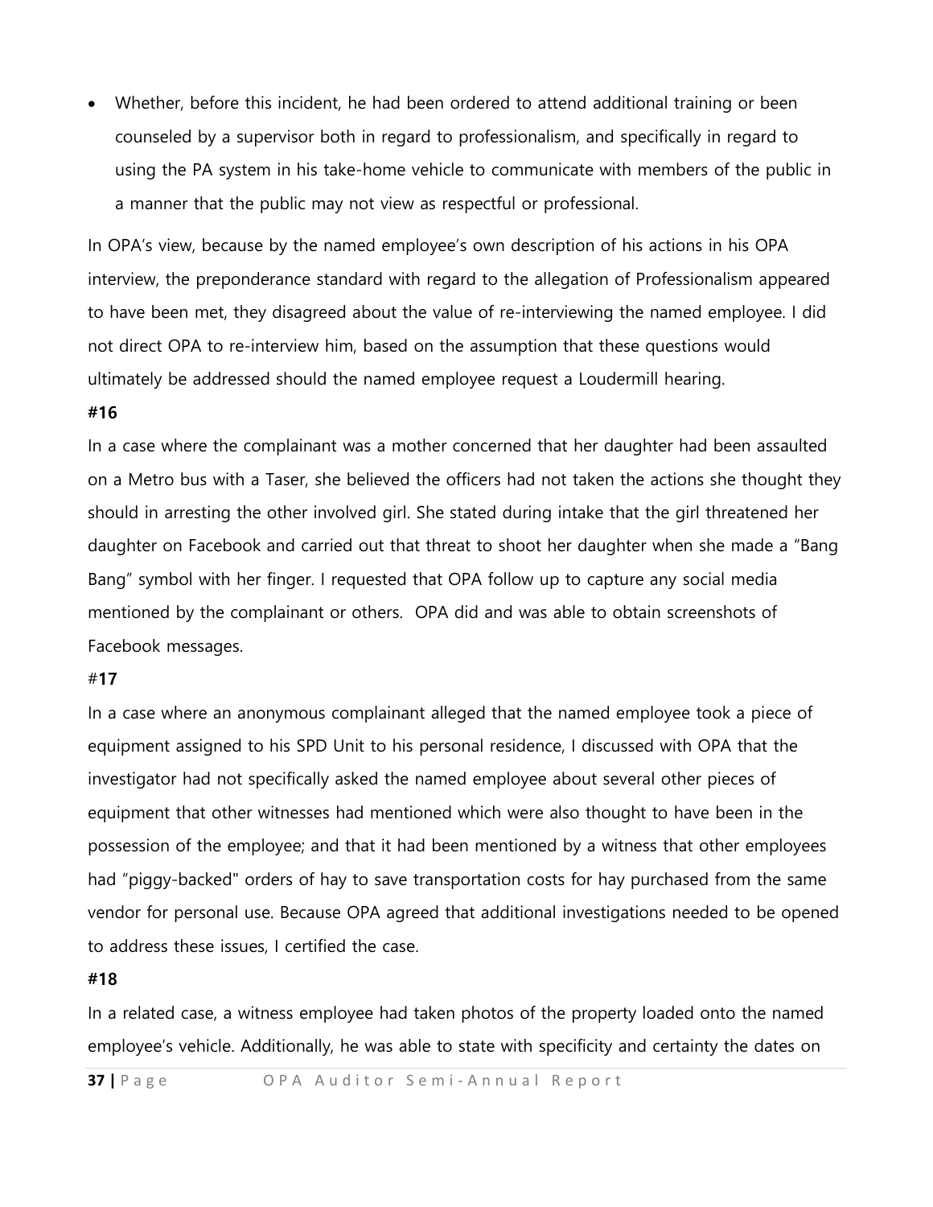- Whether, before this incident, he had been ordered to attend additional training or been counseled by a supervisor both in regard to professionalism, and specifically in regard to using the PA system in his take-home vehicle to communicate with members of the public in a manner that the public may not view as respectful or professional.

In OPA's view, because by the named employee's own description of his actions in his OPA interview, the preponderance standard with regard to the allegation of Professionalism appeared to have been met, they disagreed about the value of re-interviewing the named employee. I did not direct OPA to re-interview him, based on the assumption that these questions would ultimately be addressed should the named employee request a Loudermill hearing.

**#16**

In a case where the complainant was a mother concerned that her daughter had been assaulted on a Metro bus with a Taser, she believed the officers had not taken the actions she thought they should in arresting the other involved girl. She stated during intake that the girl threatened her daughter on Facebook and carried out that threat to shoot her daughter when she made a "Bang Bang" symbol with her finger. I requested that OPA follow up to capture any social media mentioned by the complainant or others. OPA did and was able to obtain screenshots of Facebook messages.

#**17**

In a case where an anonymous complainant alleged that the named employee took a piece of equipment assigned to his SPD Unit to his personal residence, I discussed with OPA that the investigator had not specifically asked the named employee about several other pieces of equipment that other witnesses had mentioned which were also thought to have been in the possession of the employee; and that it had been mentioned by a witness that other employees had "piggy-backed" orders of hay to save transportation costs for hay purchased from the same vendor for personal use. Because OPA agreed that additional investigations needed to be opened to address these issues, I certified the case.

**#18**

In a related case, a witness employee had taken photos of the property loaded onto the named employee's vehicle. Additionally, he was able to state with specificity and certainty the dates on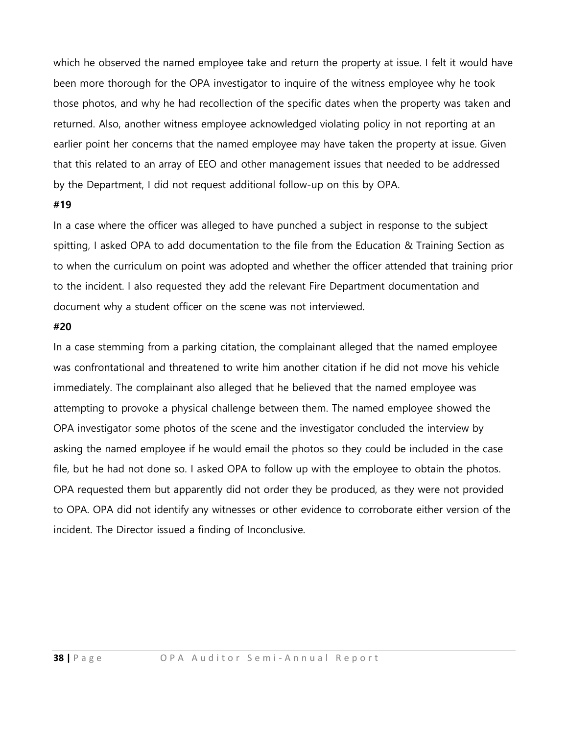which he observed the named employee take and return the property at issue. I felt it would have been more thorough for the OPA investigator to inquire of the witness employee why he took those photos, and why he had recollection of the specific dates when the property was taken and returned. Also, another witness employee acknowledged violating policy in not reporting at an earlier point her concerns that the named employee may have taken the property at issue. Given that this related to an array of EEO and other management issues that needed to be addressed by the Department, I did not request additional follow-up on this by OPA.

**#19**

In a case where the officer was alleged to have punched a subject in response to the subject spitting, I asked OPA to add documentation to the file from the Education & Training Section as to when the curriculum on point was adopted and whether the officer attended that training prior to the incident. I also requested they add the relevant Fire Department documentation and document why a student officer on the scene was not interviewed.

**#20**

In a case stemming from a parking citation, the complainant alleged that the named employee was confrontational and threatened to write him another citation if he did not move his vehicle immediately. The complainant also alleged that he believed that the named employee was attempting to provoke a physical challenge between them. The named employee showed the OPA investigator some photos of the scene and the investigator concluded the interview by asking the named employee if he would email the photos so they could be included in the case file, but he had not done so. I asked OPA to follow up with the employee to obtain the photos. OPA requested them but apparently did not order they be produced, as they were not provided to OPA. OPA did not identify any witnesses or other evidence to corroborate either version of the incident. The Director issued a finding of Inconclusive.